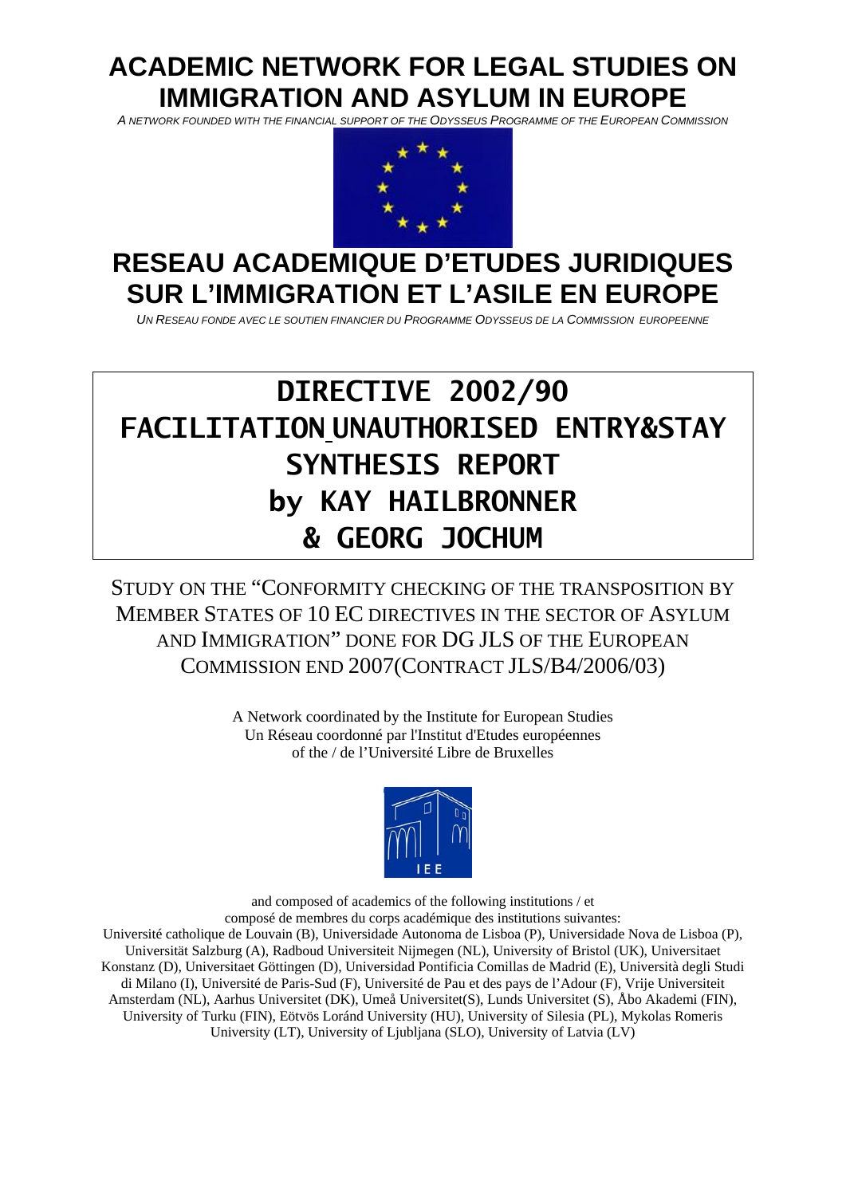# ACADEMIC NETWORK FOR LEGAL STUDIES ON IMMIGRATION AND ASYLUM IN EUROPE

*A NETWORK FOUNDED WITH THE FINANCIAL SUPPORT OF THE ODYSSEUS PROGRAMME OF THE EUROPEAN COMMISSION*

# RESEAU ACADEMIQUE D'ETUDES JURIDIQUES SUR L'IMMIGRATION ET L'ASILE EN EUROPE

*UN RESEAU FONDE AVEC LE SOUTIEN FINANCIER DU PROGRAMME ODYSSEUS DE LA COMMISSION EUROPEENNE*

# DIRECTIVE 2002/90
# FACILITATION UNAUTHORISED ENTRY&STAY
# SYNTHESIS REPORT
# by KAY HAILBRONNER & GEORG JOCHUM

STUDY ON THE "CONFORMITY CHECKING OF THE TRANSPOSITION BY MEMBER STATES OF 10 EC DIRECTIVES IN THE SECTOR OF ASYLUM AND IMMIGRATION" DONE FOR DG JLS OF THE EUROPEAN COMMISSION END 2007(CONTRACT JLS/B4/2006/03)

A Network coordinated by the Institute for European Studies
Un Réseau coordonné par l'Institut d'Etudes européennes
of the / de l'Université Libre de Bruxelles

and composed of academics of the following institutions / et
composé de membres du corps académique des institutions suivantes:
Université catholique de Louvain (B), Universidade Autonoma de Lisboa (P), Universidade Nova de Lisboa (P), Universität Salzburg (A), Radboud Universiteit Nijmegen (NL), University of Bristol (UK), Universitaet Konstanz (D), Universitaet Göttingen (D), Universidad Pontificia Comillas de Madrid (E), Università degli Studi di Milano (I), Université de Paris-Sud (F), Université de Pau et des pays de l'Adour (F), Vrije Universiteit Amsterdam (NL), Aarhus Universitet (DK), Umeå Universitet(S), Lunds Universitet (S), Åbo Akademi (FIN), University of Turku (FIN), Eötvös Loránd University (HU), University of Silesia (PL), Mykolas Romeris University (LT), University of Ljubljana (SLO), University of Latvia (LV)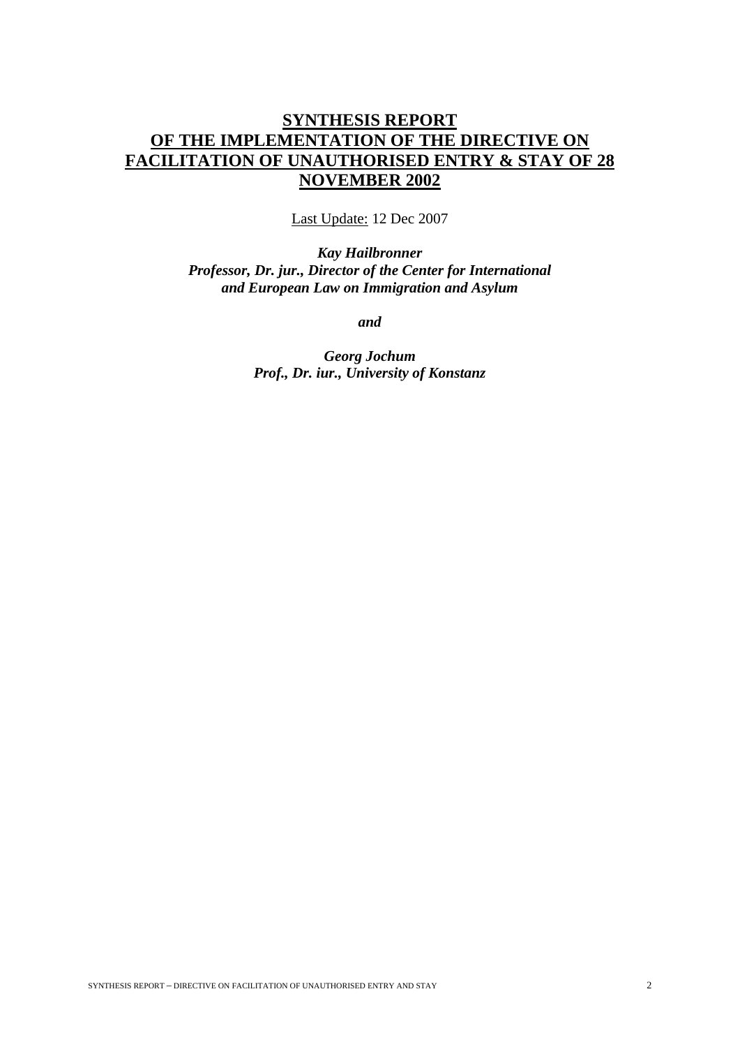# SYNTHESIS REPORT OF THE IMPLEMENTATION OF THE DIRECTIVE ON FACILITATION OF UNAUTHORISED ENTRY & STAY OF 28 NOVEMBER 2002

Last Update: 12 Dec 2007

***Kay Hailbronner***
***Professor, Dr. jur., Director of the Center for International and European Law on Immigration and Asylum***

***and***

***Georg Jochum***
***Prof., Dr. iur., University of Konstanz***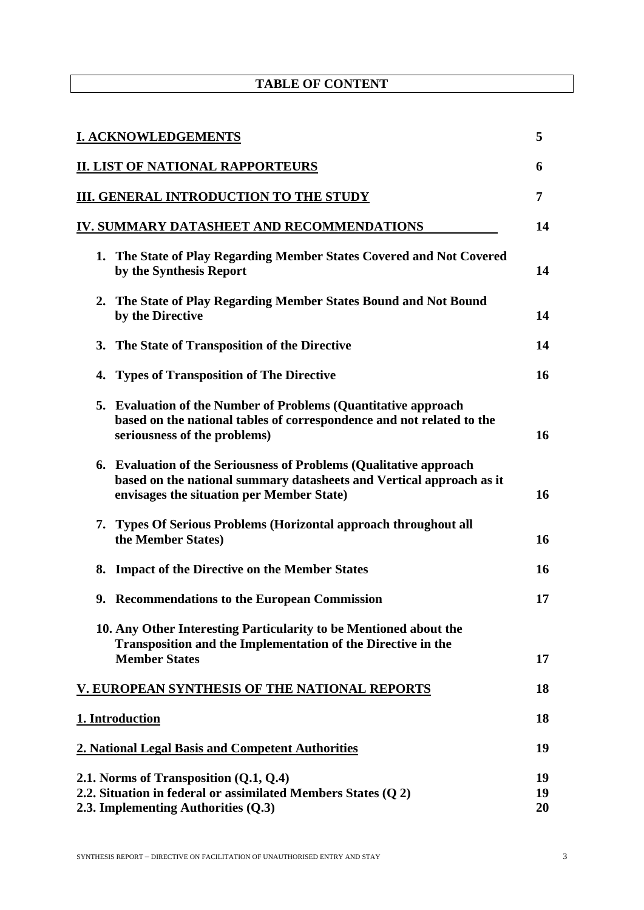# TABLE OF CONTENT

| | |
|---|---|
| **I. ACKNOWLEDGEMENTS** | **5** |
| **II. LIST OF NATIONAL RAPPORTEURS** | **6** |
| **III. GENERAL INTRODUCTION TO THE STUDY** | **7** |
| **IV. SUMMARY DATASHEET AND RECOMMENDATIONS** | **14** |
| **1. The State of Play Regarding Member States Covered and Not Covered by the Synthesis Report** | **14** |
| **2. The State of Play Regarding Member States Bound and Not Bound by the Directive** | **14** |
| **3. The State of Transposition of the Directive** | **14** |
| **4. Types of Transposition of The Directive** | **16** |
| **5. Evaluation of the Number of Problems (Quantitative approach based on the national tables of correspondence and not related to the seriousness of the problems)** | **16** |
| **6. Evaluation of the Seriousness of Problems (Qualitative approach based on the national summary datasheets and Vertical approach as it envisages the situation per Member State)** | **16** |
| **7. Types Of Serious Problems (Horizontal approach throughout all the Member States)** | **16** |
| **8. Impact of the Directive on the Member States** | **16** |
| **9. Recommendations to the European Commission** | **17** |
| **10. Any Other Interesting Particularity to be Mentioned about the Transposition and the Implementation of the Directive in the Member States** | **17** |
| **V. EUROPEAN SYNTHESIS OF THE NATIONAL REPORTS** | **18** |
| **1. Introduction** | **18** |
| **2. National Legal Basis and Competent Authorities** | **19** |
| **2.1. Norms of Transposition (Q.1, Q.4)** | **19** |
| **2.2. Situation in federal or assimilated Members States (Q 2)** | **19** |
| **2.3. Implementing Authorities (Q.3)** | **20** |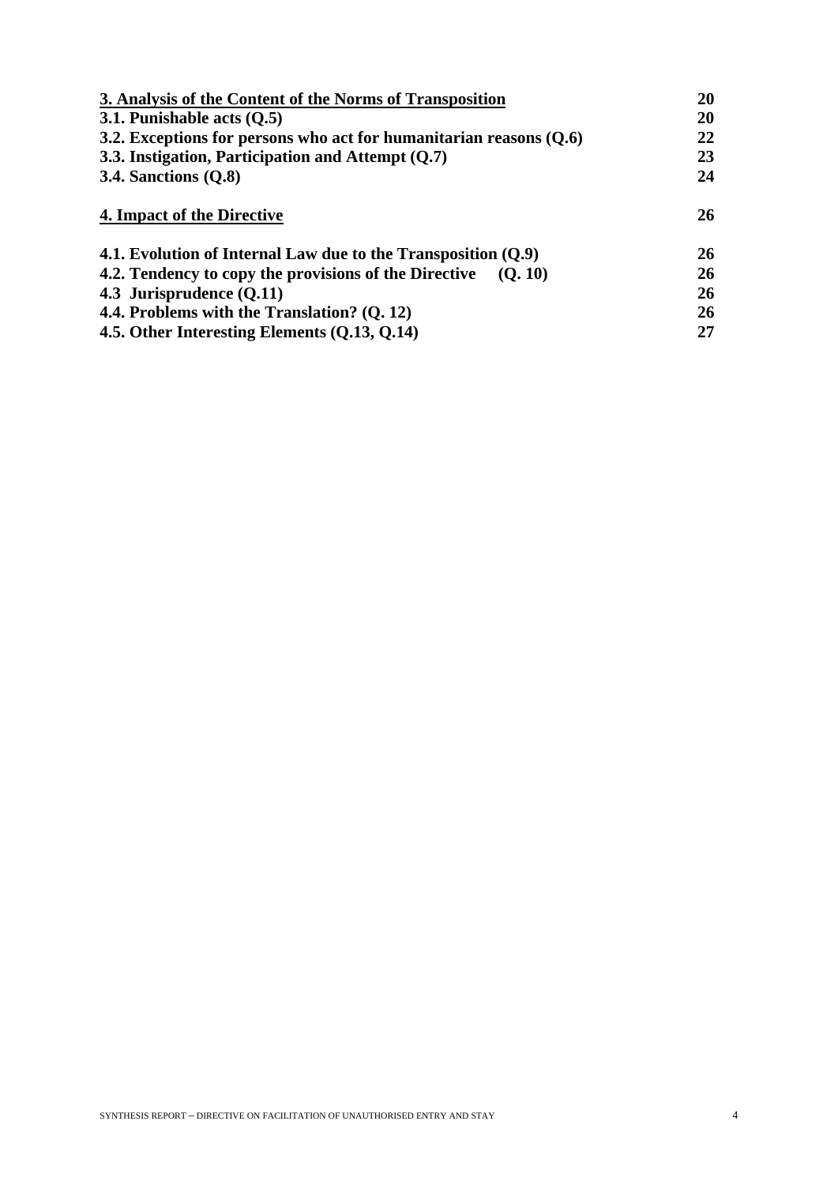| | |
|---|---|
| **3. Analysis of the Content of the Norms of Transposition** | **20** |
| **3.1. Punishable acts (Q.5)** | **20** |
| **3.2. Exceptions for persons who act for humanitarian reasons (Q.6)** | **22** |
| **3.3. Instigation, Participation and Attempt (Q.7)** | **23** |
| **3.4. Sanctions (Q.8)** | **24** |
| **4. Impact of the Directive** | **26** |
| **4.1. Evolution of Internal Law due to the Transposition (Q.9)** | **26** |
| **4.2. Tendency to copy the provisions of the Directive (Q. 10)** | **26** |
| **4.3 Jurisprudence (Q.11)** | **26** |
| **4.4. Problems with the Translation? (Q. 12)** | **26** |
| **4.5. Other Interesting Elements (Q.13, Q.14)** | **27** |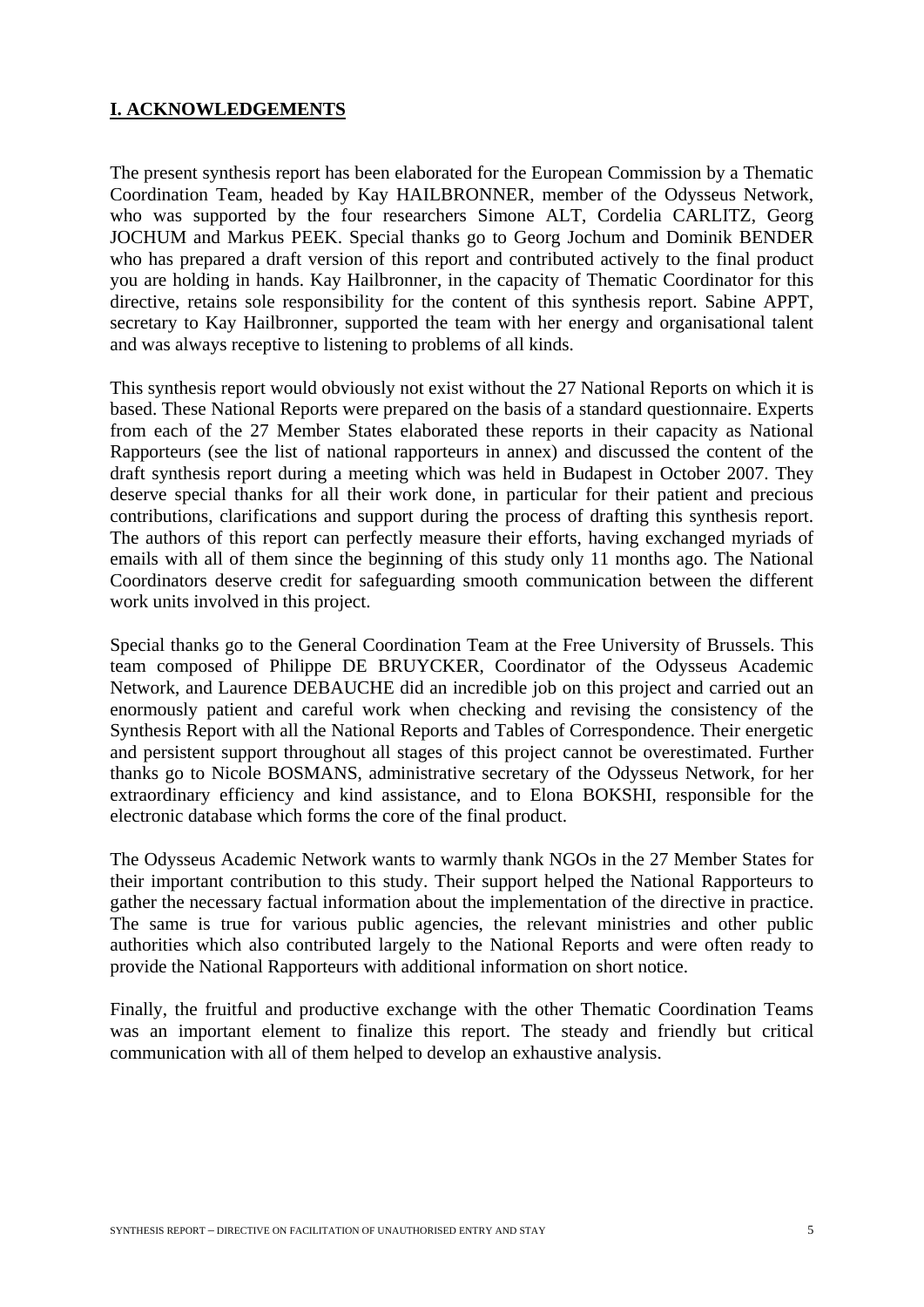## I. ACKNOWLEDGEMENTS

The present synthesis report has been elaborated for the European Commission by a Thematic Coordination Team, headed by Kay HAILBRONNER, member of the Odysseus Network, who was supported by the four researchers Simone ALT, Cordelia CARLITZ, Georg JOCHUM and Markus PEEK. Special thanks go to Georg Jochum and Dominik BENDER who has prepared a draft version of this report and contributed actively to the final product you are holding in hands. Kay Hailbronner, in the capacity of Thematic Coordinator for this directive, retains sole responsibility for the content of this synthesis report. Sabine APPT, secretary to Kay Hailbronner, supported the team with her energy and organisational talent and was always receptive to listening to problems of all kinds.

This synthesis report would obviously not exist without the 27 National Reports on which it is based. These National Reports were prepared on the basis of a standard questionnaire. Experts from each of the 27 Member States elaborated these reports in their capacity as National Rapporteurs (see the list of national rapporteurs in annex) and discussed the content of the draft synthesis report during a meeting which was held in Budapest in October 2007. They deserve special thanks for all their work done, in particular for their patient and precious contributions, clarifications and support during the process of drafting this synthesis report. The authors of this report can perfectly measure their efforts, having exchanged myriads of emails with all of them since the beginning of this study only 11 months ago. The National Coordinators deserve credit for safeguarding smooth communication between the different work units involved in this project.

Special thanks go to the General Coordination Team at the Free University of Brussels. This team composed of Philippe DE BRUYCKER, Coordinator of the Odysseus Academic Network, and Laurence DEBAUCHE did an incredible job on this project and carried out an enormously patient and careful work when checking and revising the consistency of the Synthesis Report with all the National Reports and Tables of Correspondence. Their energetic and persistent support throughout all stages of this project cannot be overestimated. Further thanks go to Nicole BOSMANS, administrative secretary of the Odysseus Network, for her extraordinary efficiency and kind assistance, and to Elona BOKSHI, responsible for the electronic database which forms the core of the final product.

The Odysseus Academic Network wants to warmly thank NGOs in the 27 Member States for their important contribution to this study. Their support helped the National Rapporteurs to gather the necessary factual information about the implementation of the directive in practice. The same is true for various public agencies, the relevant ministries and other public authorities which also contributed largely to the National Reports and were often ready to provide the National Rapporteurs with additional information on short notice.

Finally, the fruitful and productive exchange with the other Thematic Coordination Teams was an important element to finalize this report. The steady and friendly but critical communication with all of them helped to develop an exhaustive analysis.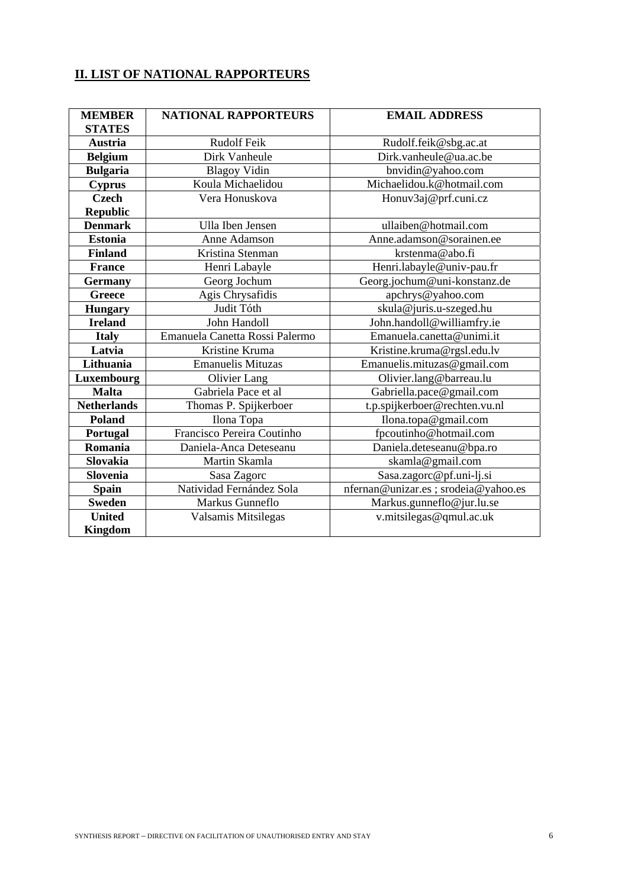## II. LIST OF NATIONAL RAPPORTEURS

| MEMBER STATES | NATIONAL RAPPORTEURS | EMAIL ADDRESS |
|---|---|---|
| **Austria** | Rudolf Feik | Rudolf.feik@sbg.ac.at |
| **Belgium** | Dirk Vanheule | Dirk.vanheule@ua.ac.be |
| **Bulgaria** | Blagoy Vidin | bnvidin@yahoo.com |
| **Cyprus** | Koula Michaelidou | Michaelidou.k@hotmail.com |
| **Czech Republic** | Vera Honuskova | Honuv3aj@prf.cuni.cz |
| **Denmark** | Ulla Iben Jensen | ullaiben@hotmail.com |
| **Estonia** | Anne Adamson | Anne.adamson@sorainen.ee |
| **Finland** | Kristina Stenman | krstenma@abo.fi |
| **France** | Henri Labayle | Henri.labayle@univ-pau.fr |
| **Germany** | Georg Jochum | Georg.jochum@uni-konstanz.de |
| **Greece** | Agis Chrysafidis | apchrys@yahoo.com |
| **Hungary** | Judit Tóth | skula@juris.u-szeged.hu |
| **Ireland** | John Handoll | John.handoll@williamfry.ie |
| **Italy** | Emanuela Canetta Rossi Palermo | Emanuela.canetta@unimi.it |
| **Latvia** | Kristine Kruma | Kristine.kruma@rgsl.edu.lv |
| **Lithuania** | Emanuelis Mituzas | Emanuelis.mituzas@gmail.com |
| **Luxembourg** | Olivier Lang | Olivier.lang@barreau.lu |
| **Malta** | Gabriela Pace et al | Gabriella.pace@gmail.com |
| **Netherlands** | Thomas P. Spijkerboer | t.p.spijkerboer@rechten.vu.nl |
| **Poland** | Ilona Topa | Ilona.topa@gmail.com |
| **Portugal** | Francisco Pereira Coutinho | fpcoutinho@hotmail.com |
| **Romania** | Daniela-Anca Deteseanu | Daniela.deteseanu@bpa.ro |
| **Slovakia** | Martin Skamla | skamla@gmail.com |
| **Slovenia** | Sasa Zagorc | Sasa.zagorc@pf.uni-lj.si |
| **Spain** | Natividad Fernández Sola | nfernan@unizar.es ; srodeia@yahoo.es |
| **Sweden** | Markus Gunneflo | Markus.gunneflo@jur.lu.se |
| **United Kingdom** | Valsamis Mitsilegas | v.mitsilegas@qmul.ac.uk |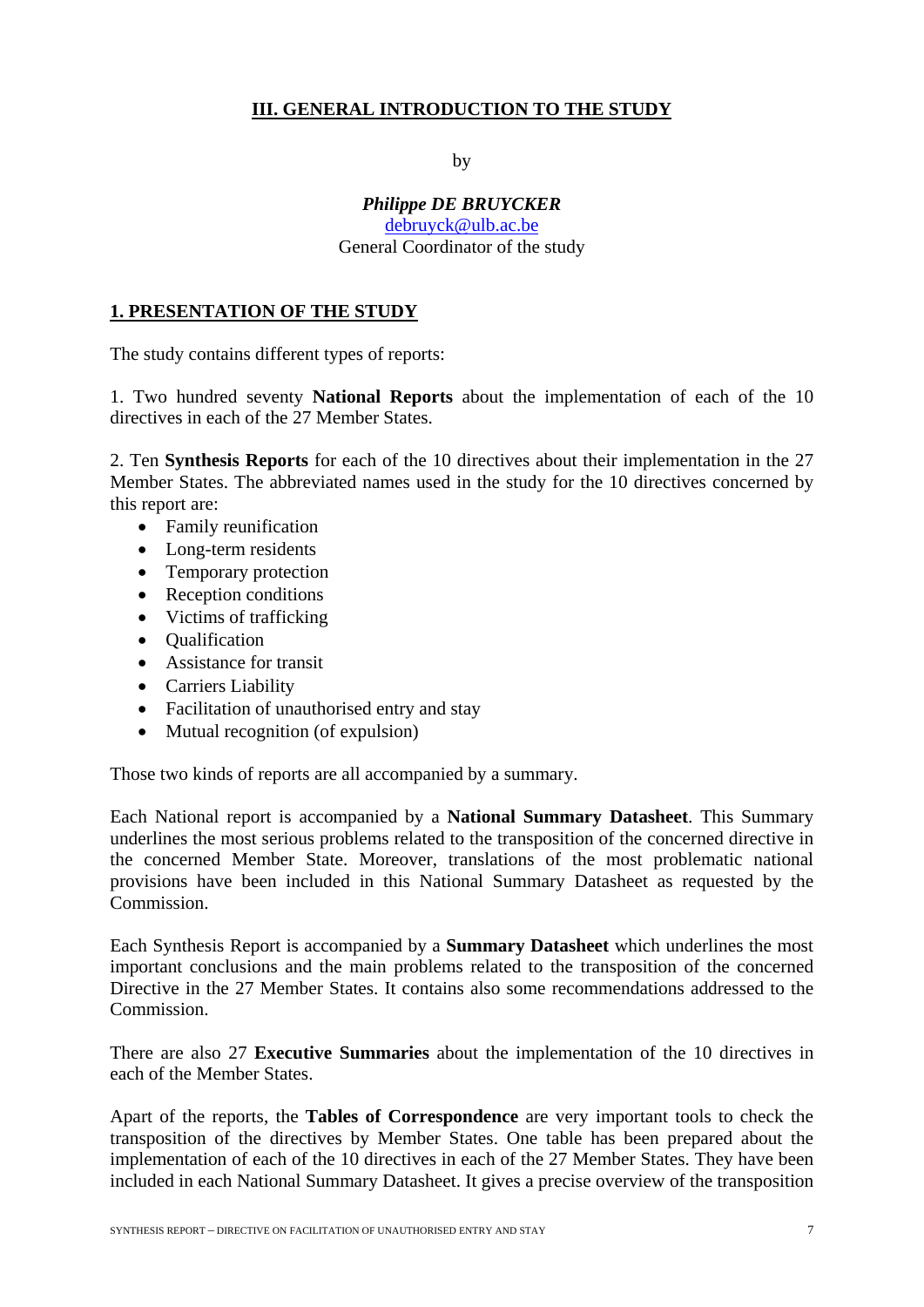## III. GENERAL INTRODUCTION TO THE STUDY

by

***Philippe DE BRUYCKER***
debruyck@ulb.ac.be
General Coordinator of the study

### 1. PRESENTATION OF THE STUDY

The study contains different types of reports:

1. Two hundred seventy **National Reports** about the implementation of each of the 10 directives in each of the 27 Member States.

2. Ten **Synthesis Reports** for each of the 10 directives about their implementation in the 27 Member States. The abbreviated names used in the study for the 10 directives concerned by this report are:

- Family reunification
- Long-term residents
- Temporary protection
- Reception conditions
- Victims of trafficking
- Qualification
- Assistance for transit
- Carriers Liability
- Facilitation of unauthorised entry and stay
- Mutual recognition (of expulsion)

Those two kinds of reports are all accompanied by a summary.

Each National report is accompanied by a **National Summary Datasheet**. This Summary underlines the most serious problems related to the transposition of the concerned directive in the concerned Member State. Moreover, translations of the most problematic national provisions have been included in this National Summary Datasheet as requested by the Commission.

Each Synthesis Report is accompanied by a **Summary Datasheet** which underlines the most important conclusions and the main problems related to the transposition of the concerned Directive in the 27 Member States. It contains also some recommendations addressed to the Commission.

There are also 27 **Executive Summaries** about the implementation of the 10 directives in each of the Member States.

Apart of the reports, the **Tables of Correspondence** are very important tools to check the transposition of the directives by Member States. One table has been prepared about the implementation of each of the 10 directives in each of the 27 Member States. They have been included in each National Summary Datasheet. It gives a precise overview of the transposition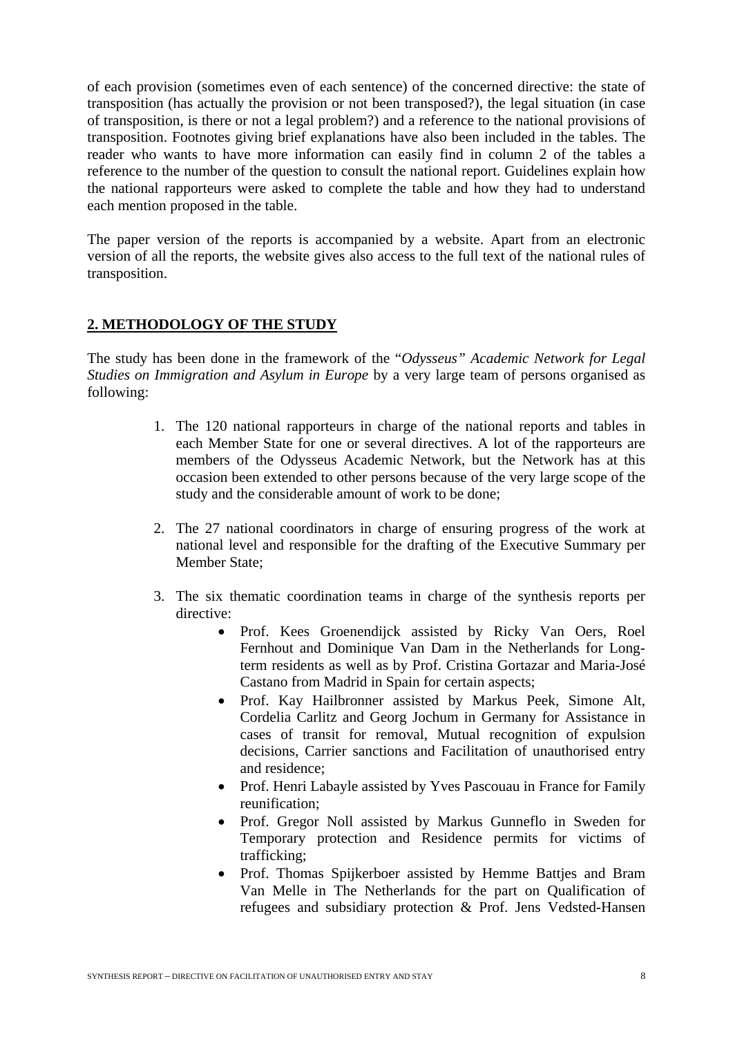of each provision (sometimes even of each sentence) of the concerned directive: the state of transposition (has actually the provision or not been transposed?), the legal situation (in case of transposition, is there or not a legal problem?) and a reference to the national provisions of transposition. Footnotes giving brief explanations have also been included in the tables. The reader who wants to have more information can easily find in column 2 of the tables a reference to the number of the question to consult the national report. Guidelines explain how the national rapporteurs were asked to complete the table and how they had to understand each mention proposed in the table.

The paper version of the reports is accompanied by a website. Apart from an electronic version of all the reports, the website gives also access to the full text of the national rules of transposition.

## 2. METHODOLOGY OF THE STUDY

The study has been done in the framework of the "*Odysseus" Academic Network for Legal Studies on Immigration and Asylum in Europe* by a very large team of persons organised as following:

1. The 120 national rapporteurs in charge of the national reports and tables in each Member State for one or several directives. A lot of the rapporteurs are members of the Odysseus Academic Network, but the Network has at this occasion been extended to other persons because of the very large scope of the study and the considerable amount of work to be done;

2. The 27 national coordinators in charge of ensuring progress of the work at national level and responsible for the drafting of the Executive Summary per Member State;

3. The six thematic coordination teams in charge of the synthesis reports per directive:
   - Prof. Kees Groenendijck assisted by Ricky Van Oers, Roel Fernhout and Dominique Van Dam in the Netherlands for Long-term residents as well as by Prof. Cristina Gortazar and Maria-José Castano from Madrid in Spain for certain aspects;
   - Prof. Kay Hailbronner assisted by Markus Peek, Simone Alt, Cordelia Carlitz and Georg Jochum in Germany for Assistance in cases of transit for removal, Mutual recognition of expulsion decisions, Carrier sanctions and Facilitation of unauthorised entry and residence;
   - Prof. Henri Labayle assisted by Yves Pascouau in France for Family reunification;
   - Prof. Gregor Noll assisted by Markus Gunneflo in Sweden for Temporary protection and Residence permits for victims of trafficking;
   - Prof. Thomas Spijkerboer assisted by Hemme Battjes and Bram Van Melle in The Netherlands for the part on Qualification of refugees and subsidiary protection & Prof. Jens Vedsted-Hansen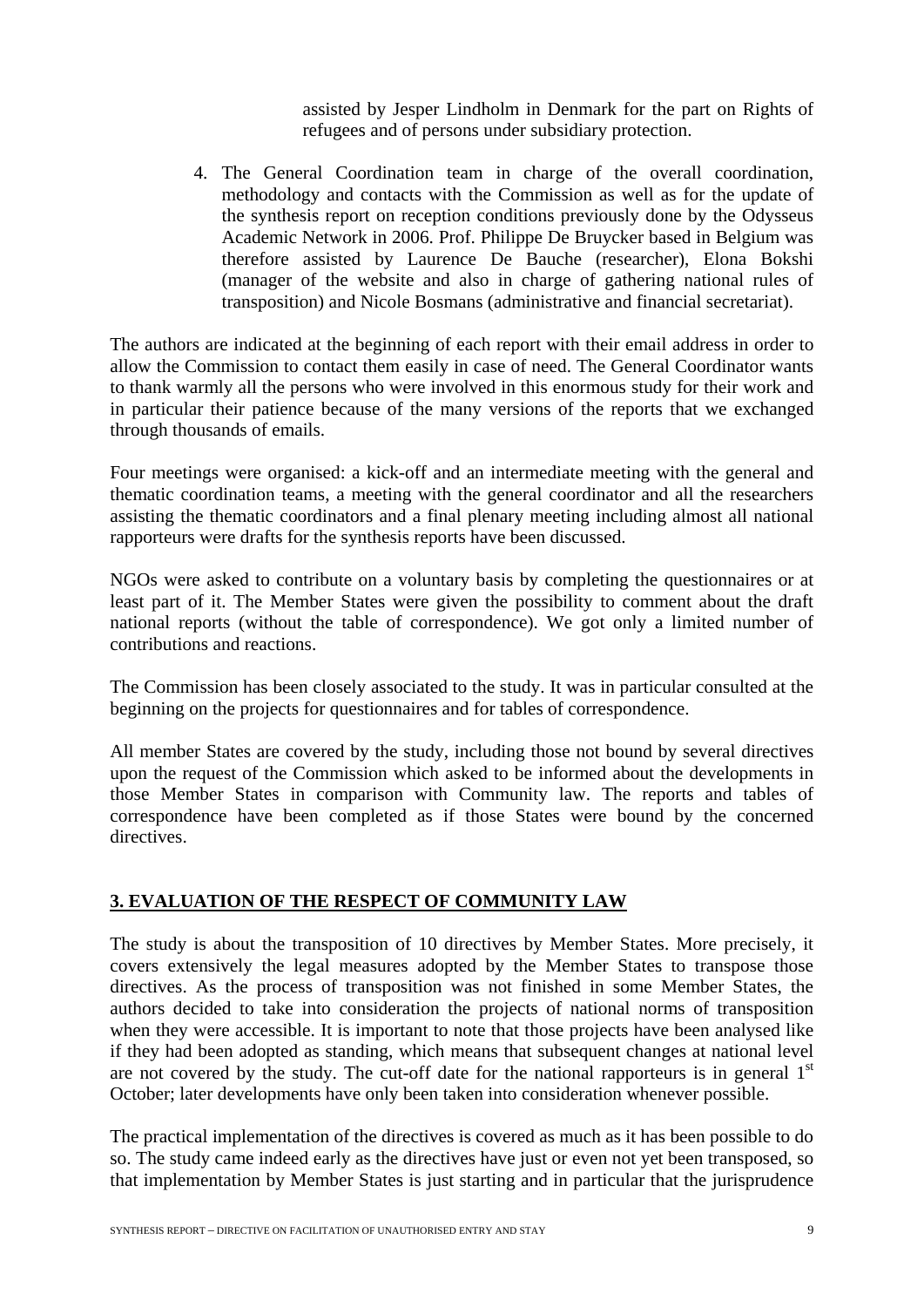assisted by Jesper Lindholm in Denmark for the part on Rights of refugees and of persons under subsidiary protection.

4. The General Coordination team in charge of the overall coordination, methodology and contacts with the Commission as well as for the update of the synthesis report on reception conditions previously done by the Odysseus Academic Network in 2006. Prof. Philippe De Bruycker based in Belgium was therefore assisted by Laurence De Bauche (researcher), Elona Bokshi (manager of the website and also in charge of gathering national rules of transposition) and Nicole Bosmans (administrative and financial secretariat).

The authors are indicated at the beginning of each report with their email address in order to allow the Commission to contact them easily in case of need. The General Coordinator wants to thank warmly all the persons who were involved in this enormous study for their work and in particular their patience because of the many versions of the reports that we exchanged through thousands of emails.

Four meetings were organised: a kick-off and an intermediate meeting with the general and thematic coordination teams, a meeting with the general coordinator and all the researchers assisting the thematic coordinators and a final plenary meeting including almost all national rapporteurs were drafts for the synthesis reports have been discussed.

NGOs were asked to contribute on a voluntary basis by completing the questionnaires or at least part of it. The Member States were given the possibility to comment about the draft national reports (without the table of correspondence). We got only a limited number of contributions and reactions.

The Commission has been closely associated to the study. It was in particular consulted at the beginning on the projects for questionnaires and for tables of correspondence.

All member States are covered by the study, including those not bound by several directives upon the request of the Commission which asked to be informed about the developments in those Member States in comparison with Community law. The reports and tables of correspondence have been completed as if those States were bound by the concerned directives.

## 3. EVALUATION OF THE RESPECT OF COMMUNITY LAW

The study is about the transposition of 10 directives by Member States. More precisely, it covers extensively the legal measures adopted by the Member States to transpose those directives. As the process of transposition was not finished in some Member States, the authors decided to take into consideration the projects of national norms of transposition when they were accessible. It is important to note that those projects have been analysed like if they had been adopted as standing, which means that subsequent changes at national level are not covered by the study. The cut-off date for the national rapporteurs is in general 1st October; later developments have only been taken into consideration whenever possible.

The practical implementation of the directives is covered as much as it has been possible to do so. The study came indeed early as the directives have just or even not yet been transposed, so that implementation by Member States is just starting and in particular that the jurisprudence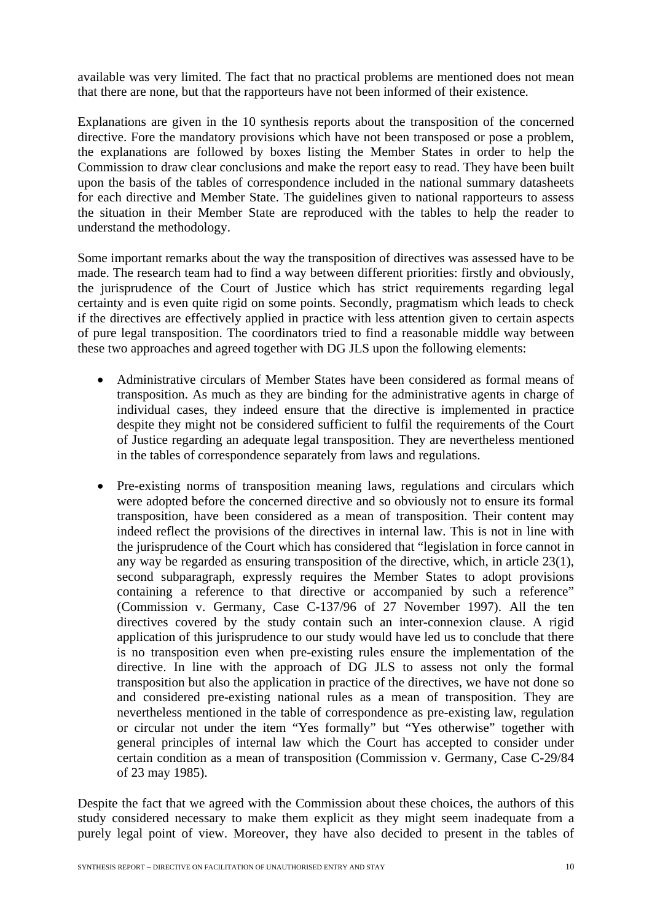available was very limited. The fact that no practical problems are mentioned does not mean that there are none, but that the rapporteurs have not been informed of their existence.

Explanations are given in the 10 synthesis reports about the transposition of the concerned directive. Fore the mandatory provisions which have not been transposed or pose a problem, the explanations are followed by boxes listing the Member States in order to help the Commission to draw clear conclusions and make the report easy to read. They have been built upon the basis of the tables of correspondence included in the national summary datasheets for each directive and Member State. The guidelines given to national rapporteurs to assess the situation in their Member State are reproduced with the tables to help the reader to understand the methodology.

Some important remarks about the way the transposition of directives was assessed have to be made. The research team had to find a way between different priorities: firstly and obviously, the jurisprudence of the Court of Justice which has strict requirements regarding legal certainty and is even quite rigid on some points. Secondly, pragmatism which leads to check if the directives are effectively applied in practice with less attention given to certain aspects of pure legal transposition. The coordinators tried to find a reasonable middle way between these two approaches and agreed together with DG JLS upon the following elements:

- Administrative circulars of Member States have been considered as formal means of transposition. As much as they are binding for the administrative agents in charge of individual cases, they indeed ensure that the directive is implemented in practice despite they might not be considered sufficient to fulfil the requirements of the Court of Justice regarding an adequate legal transposition. They are nevertheless mentioned in the tables of correspondence separately from laws and regulations.

- Pre-existing norms of transposition meaning laws, regulations and circulars which were adopted before the concerned directive and so obviously not to ensure its formal transposition, have been considered as a mean of transposition. Their content may indeed reflect the provisions of the directives in internal law. This is not in line with the jurisprudence of the Court which has considered that "legislation in force cannot in any way be regarded as ensuring transposition of the directive, which, in article 23(1), second subparagraph, expressly requires the Member States to adopt provisions containing a reference to that directive or accompanied by such a reference" (Commission v. Germany, Case C-137/96 of 27 November 1997). All the ten directives covered by the study contain such an inter-connexion clause. A rigid application of this jurisprudence to our study would have led us to conclude that there is no transposition even when pre-existing rules ensure the implementation of the directive. In line with the approach of DG JLS to assess not only the formal transposition but also the application in practice of the directives, we have not done so and considered pre-existing national rules as a mean of transposition. They are nevertheless mentioned in the table of correspondence as pre-existing law, regulation or circular not under the item "Yes formally" but "Yes otherwise" together with general principles of internal law which the Court has accepted to consider under certain condition as a mean of transposition (Commission v. Germany, Case C-29/84 of 23 may 1985).

Despite the fact that we agreed with the Commission about these choices, the authors of this study considered necessary to make them explicit as they might seem inadequate from a purely legal point of view. Moreover, they have also decided to present in the tables of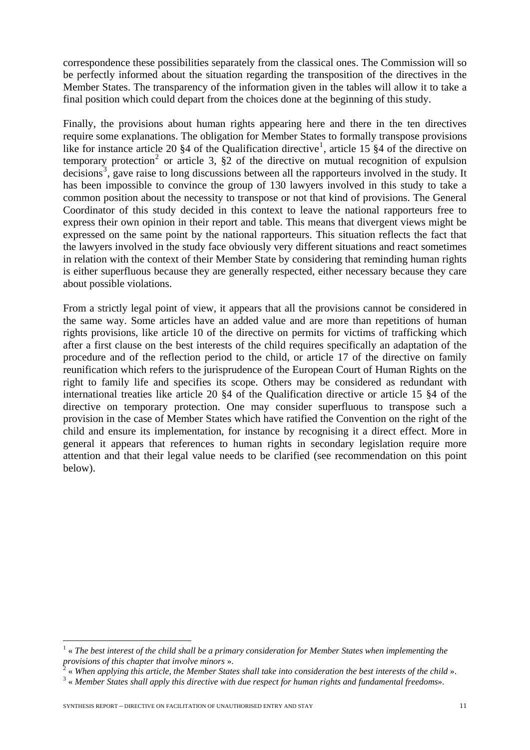correspondence these possibilities separately from the classical ones. The Commission will so be perfectly informed about the situation regarding the transposition of the directives in the Member States. The transparency of the information given in the tables will allow it to take a final position which could depart from the choices done at the beginning of this study.

Finally, the provisions about human rights appearing here and there in the ten directives require some explanations. The obligation for Member States to formally transpose provisions like for instance article 20 §4 of the Qualification directive[1], article 15 §4 of the directive on temporary protection[2] or article 3, §2 of the directive on mutual recognition of expulsion decisions[3], gave raise to long discussions between all the rapporteurs involved in the study. It has been impossible to convince the group of 130 lawyers involved in this study to take a common position about the necessity to transpose or not that kind of provisions. The General Coordinator of this study decided in this context to leave the national rapporteurs free to express their own opinion in their report and table. This means that divergent views might be expressed on the same point by the national rapporteurs. This situation reflects the fact that the lawyers involved in the study face obviously very different situations and react sometimes in relation with the context of their Member State by considering that reminding human rights is either superfluous because they are generally respected, either necessary because they care about possible violations.

From a strictly legal point of view, it appears that all the provisions cannot be considered in the same way. Some articles have an added value and are more than repetitions of human rights provisions, like article 10 of the directive on permits for victims of trafficking which after a first clause on the best interests of the child requires specifically an adaptation of the procedure and of the reflection period to the child, or article 17 of the directive on family reunification which refers to the jurisprudence of the European Court of Human Rights on the right to family life and specifies its scope. Others may be considered as redundant with international treaties like article 20 §4 of the Qualification directive or article 15 §4 of the directive on temporary protection. One may consider superfluous to transpose such a provision in the case of Member States which have ratified the Convention on the right of the child and ensure its implementation, for instance by recognising it a direct effect. More in general it appears that references to human rights in secondary legislation require more attention and that their legal value needs to be clarified (see recommendation on this point below).

---

[1] « *The best interest of the child shall be a primary consideration for Member States when implementing the provisions of this chapter that involve minors* ».

[2] « *When applying this article, the Member States shall take into consideration the best interests of the child* ».

[3] « *Member States shall apply this directive with due respect for human rights and fundamental freedoms*».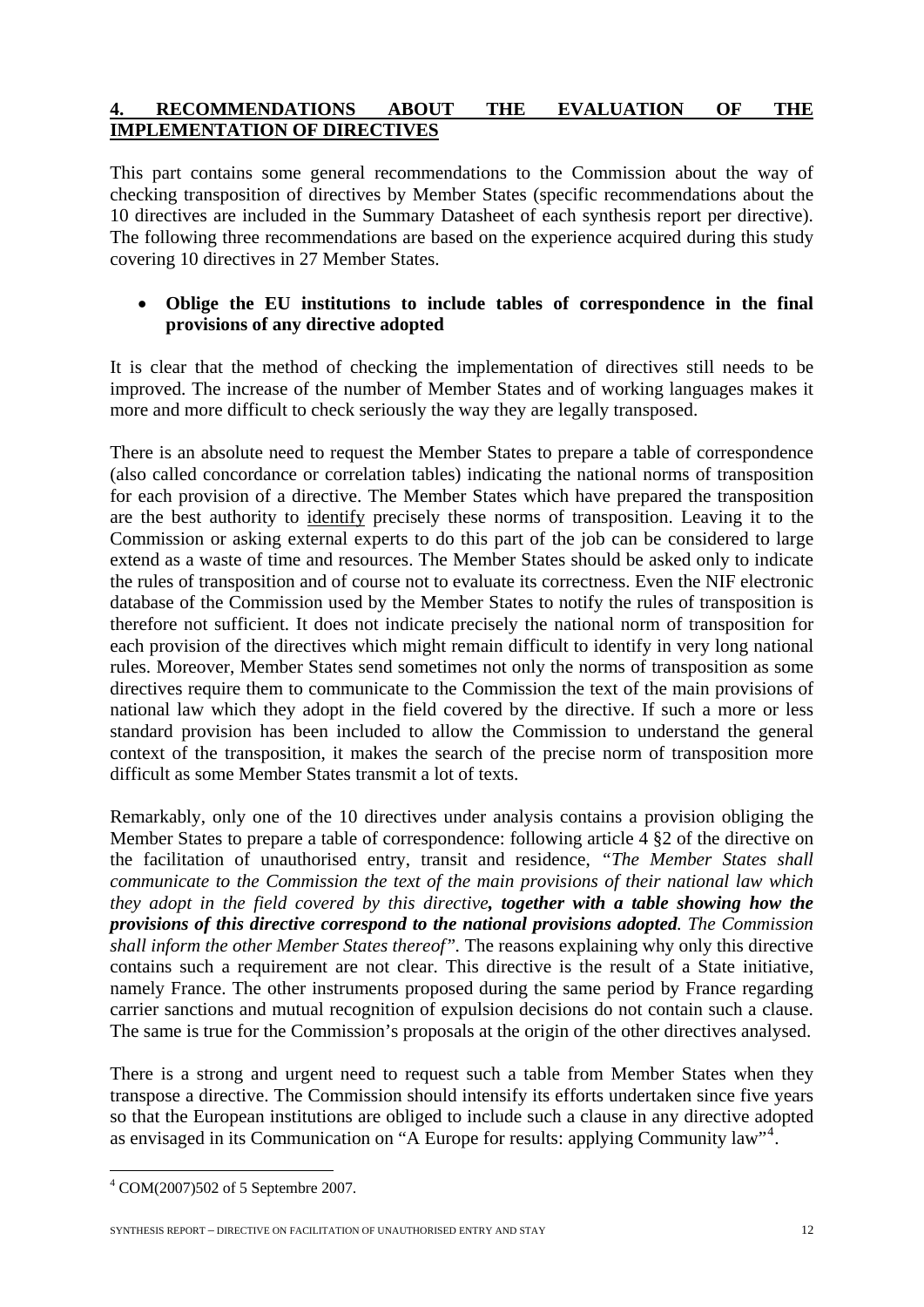## 4. RECOMMENDATIONS ABOUT THE EVALUATION OF THE IMPLEMENTATION OF DIRECTIVES

This part contains some general recommendations to the Commission about the way of checking transposition of directives by Member States (specific recommendations about the 10 directives are included in the Summary Datasheet of each synthesis report per directive). The following three recommendations are based on the experience acquired during this study covering 10 directives in 27 Member States.

- **Oblige the EU institutions to include tables of correspondence in the final provisions of any directive adopted**

It is clear that the method of checking the implementation of directives still needs to be improved. The increase of the number of Member States and of working languages makes it more and more difficult to check seriously the way they are legally transposed.

There is an absolute need to request the Member States to prepare a table of correspondence (also called concordance or correlation tables) indicating the national norms of transposition for each provision of a directive. The Member States which have prepared the transposition are the best authority to identify precisely these norms of transposition. Leaving it to the Commission or asking external experts to do this part of the job can be considered to large extend as a waste of time and resources. The Member States should be asked only to indicate the rules of transposition and of course not to evaluate its correctness. Even the NIF electronic database of the Commission used by the Member States to notify the rules of transposition is therefore not sufficient. It does not indicate precisely the national norm of transposition for each provision of the directives which might remain difficult to identify in very long national rules. Moreover, Member States send sometimes not only the norms of transposition as some directives require them to communicate to the Commission the text of the main provisions of national law which they adopt in the field covered by the directive. If such a more or less standard provision has been included to allow the Commission to understand the general context of the transposition, it makes the search of the precise norm of transposition more difficult as some Member States transmit a lot of texts.

Remarkably, only one of the 10 directives under analysis contains a provision obliging the Member States to prepare a table of correspondence: following article 4 §2 of the directive on the facilitation of unauthorised entry, transit and residence, "*The Member States shall communicate to the Commission the text of the main provisions of their national law which they adopt in the field covered by this directive**, together with a table showing how the provisions of this directive correspond to the national provisions adopted**. The Commission shall inform the other Member States thereof*". The reasons explaining why only this directive contains such a requirement are not clear. This directive is the result of a State initiative, namely France. The other instruments proposed during the same period by France regarding carrier sanctions and mutual recognition of expulsion decisions do not contain such a clause. The same is true for the Commission's proposals at the origin of the other directives analysed.

There is a strong and urgent need to request such a table from Member States when they transpose a directive. The Commission should intensify its efforts undertaken since five years so that the European institutions are obliged to include such a clause in any directive adopted as envisaged in its Communication on "A Europe for results: applying Community law"[4].

[4] COM(2007)502 of 5 Septembre 2007.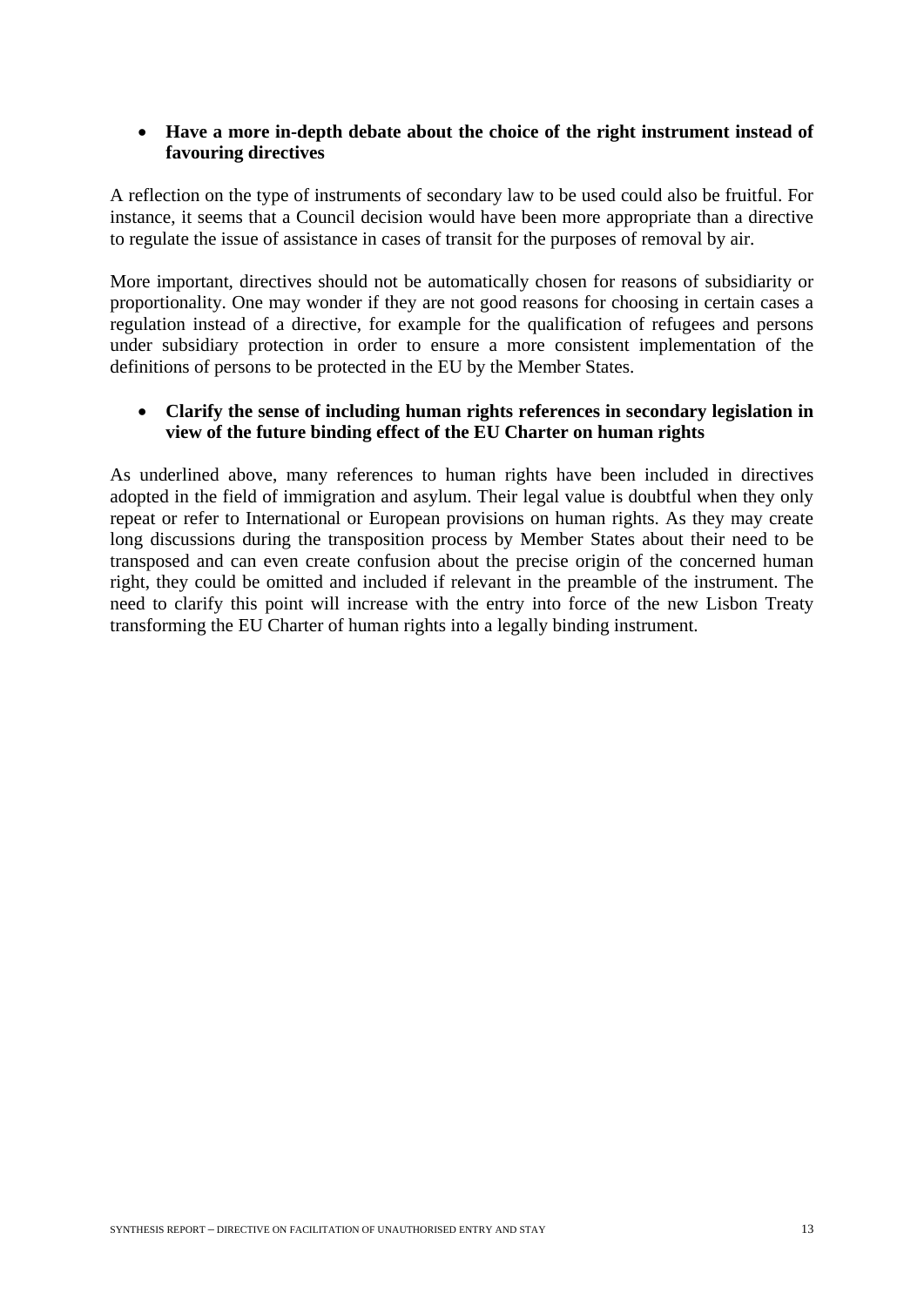- **Have a more in-depth debate about the choice of the right instrument instead of favouring directives**

A reflection on the type of instruments of secondary law to be used could also be fruitful. For instance, it seems that a Council decision would have been more appropriate than a directive to regulate the issue of assistance in cases of transit for the purposes of removal by air.

More important, directives should not be automatically chosen for reasons of subsidiarity or proportionality. One may wonder if they are not good reasons for choosing in certain cases a regulation instead of a directive, for example for the qualification of refugees and persons under subsidiary protection in order to ensure a more consistent implementation of the definitions of persons to be protected in the EU by the Member States.

- **Clarify the sense of including human rights references in secondary legislation in view of the future binding effect of the EU Charter on human rights**

As underlined above, many references to human rights have been included in directives adopted in the field of immigration and asylum. Their legal value is doubtful when they only repeat or refer to International or European provisions on human rights. As they may create long discussions during the transposition process by Member States about their need to be transposed and can even create confusion about the precise origin of the concerned human right, they could be omitted and included if relevant in the preamble of the instrument. The need to clarify this point will increase with the entry into force of the new Lisbon Treaty transforming the EU Charter of human rights into a legally binding instrument.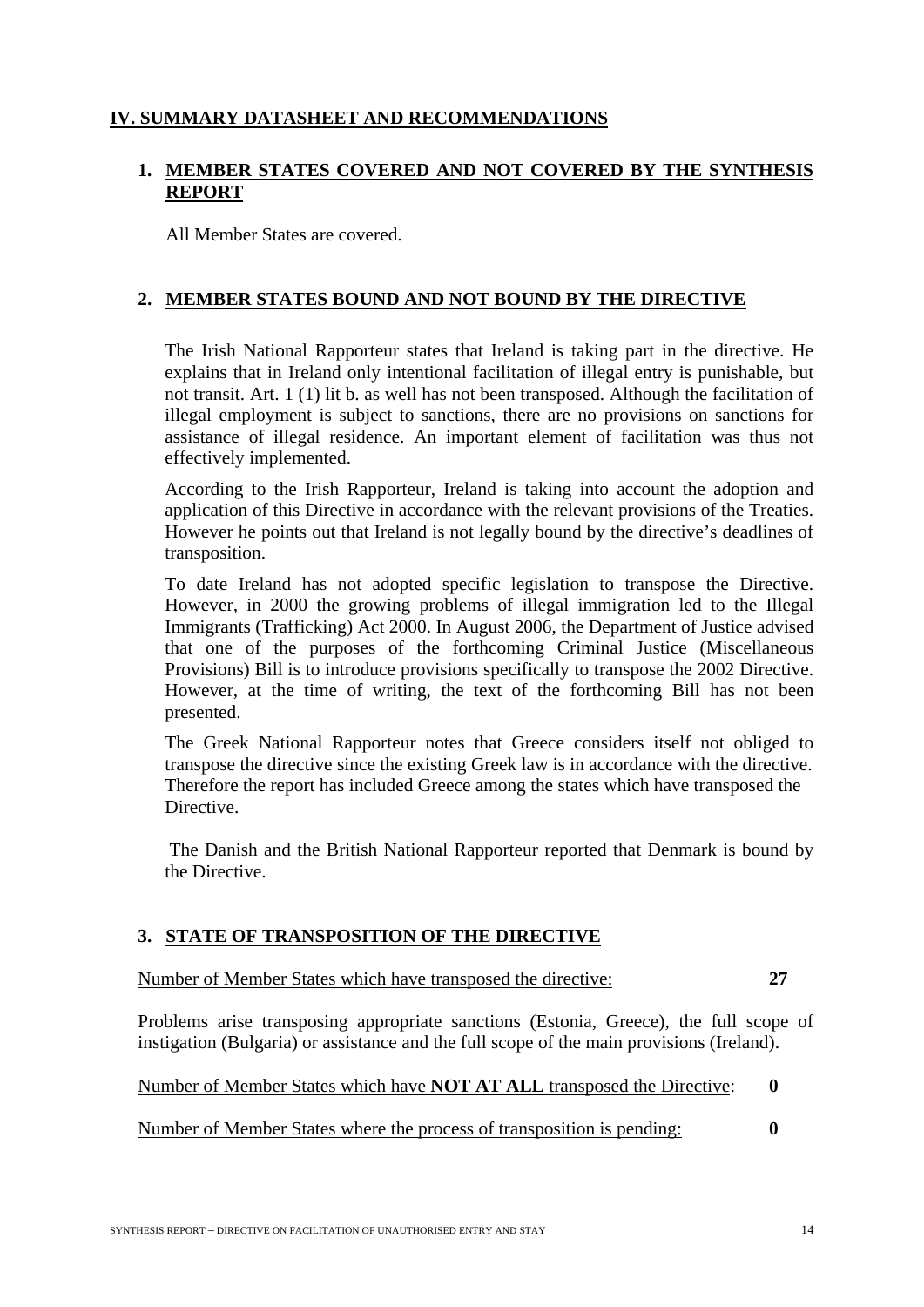## IV. SUMMARY DATASHEET AND RECOMMENDATIONS

### 1. MEMBER STATES COVERED AND NOT COVERED BY THE SYNTHESIS REPORT

All Member States are covered.

### 2. MEMBER STATES BOUND AND NOT BOUND BY THE DIRECTIVE

The Irish National Rapporteur states that Ireland is taking part in the directive. He explains that in Ireland only intentional facilitation of illegal entry is punishable, but not transit. Art. 1 (1) lit b. as well has not been transposed. Although the facilitation of illegal employment is subject to sanctions, there are no provisions on sanctions for assistance of illegal residence. An important element of facilitation was thus not effectively implemented.

According to the Irish Rapporteur, Ireland is taking into account the adoption and application of this Directive in accordance with the relevant provisions of the Treaties. However he points out that Ireland is not legally bound by the directive's deadlines of transposition.

To date Ireland has not adopted specific legislation to transpose the Directive. However, in 2000 the growing problems of illegal immigration led to the Illegal Immigrants (Trafficking) Act 2000. In August 2006, the Department of Justice advised that one of the purposes of the forthcoming Criminal Justice (Miscellaneous Provisions) Bill is to introduce provisions specifically to transpose the 2002 Directive. However, at the time of writing, the text of the forthcoming Bill has not been presented.

The Greek National Rapporteur notes that Greece considers itself not obliged to transpose the directive since the existing Greek law is in accordance with the directive. Therefore the report has included Greece among the states which have transposed the Directive.

The Danish and the British National Rapporteur reported that Denmark is bound by the Directive.

### 3. STATE OF TRANSPOSITION OF THE DIRECTIVE

Number of Member States which have transposed the directive: **27**

Problems arise transposing appropriate sanctions (Estonia, Greece), the full scope of instigation (Bulgaria) or assistance and the full scope of the main provisions (Ireland).

Number of Member States which have **NOT AT ALL** transposed the Directive: **0**

Number of Member States where the process of transposition is pending: **0**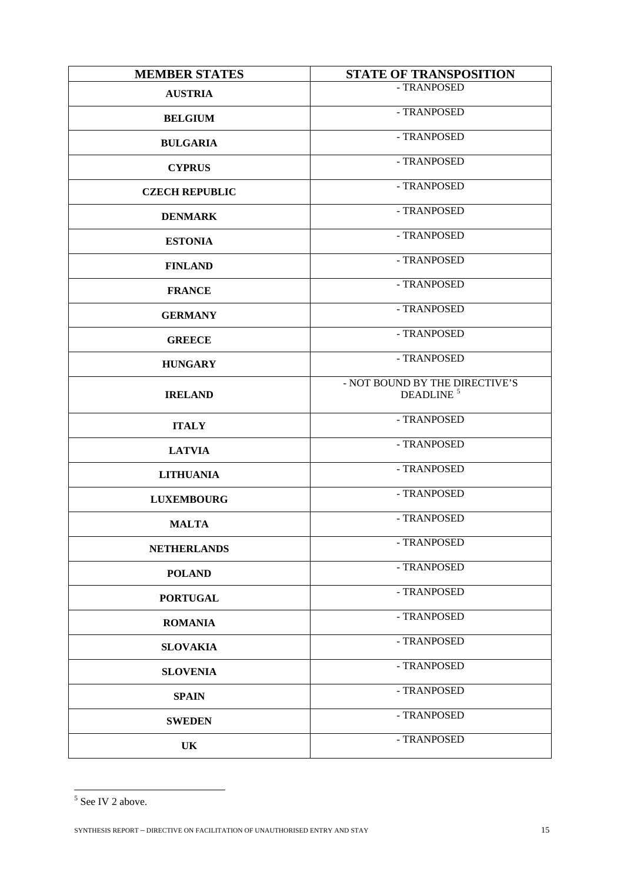| MEMBER STATES | STATE OF TRANSPOSITION |
|---|---|
| **AUSTRIA** | - TRANPOSED |
| **BELGIUM** | - TRANPOSED |
| **BULGARIA** | - TRANPOSED |
| **CYPRUS** | - TRANPOSED |
| **CZECH REPUBLIC** | - TRANPOSED |
| **DENMARK** | - TRANPOSED |
| **ESTONIA** | - TRANPOSED |
| **FINLAND** | - TRANPOSED |
| **FRANCE** | - TRANPOSED |
| **GERMANY** | - TRANPOSED |
| **GREECE** | - TRANPOSED |
| **HUNGARY** | - TRANPOSED |
| **IRELAND** | - NOT BOUND BY THE DIRECTIVE'S DEADLINE [5] |
| **ITALY** | - TRANPOSED |
| **LATVIA** | - TRANPOSED |
| **LITHUANIA** | - TRANPOSED |
| **LUXEMBOURG** | - TRANPOSED |
| **MALTA** | - TRANPOSED |
| **NETHERLANDS** | - TRANPOSED |
| **POLAND** | - TRANPOSED |
| **PORTUGAL** | - TRANPOSED |
| **ROMANIA** | - TRANPOSED |
| **SLOVAKIA** | - TRANPOSED |
| **SLOVENIA** | - TRANPOSED |
| **SPAIN** | - TRANPOSED |
| **SWEDEN** | - TRANPOSED |
| **UK** | - TRANPOSED |

[5] See IV 2 above.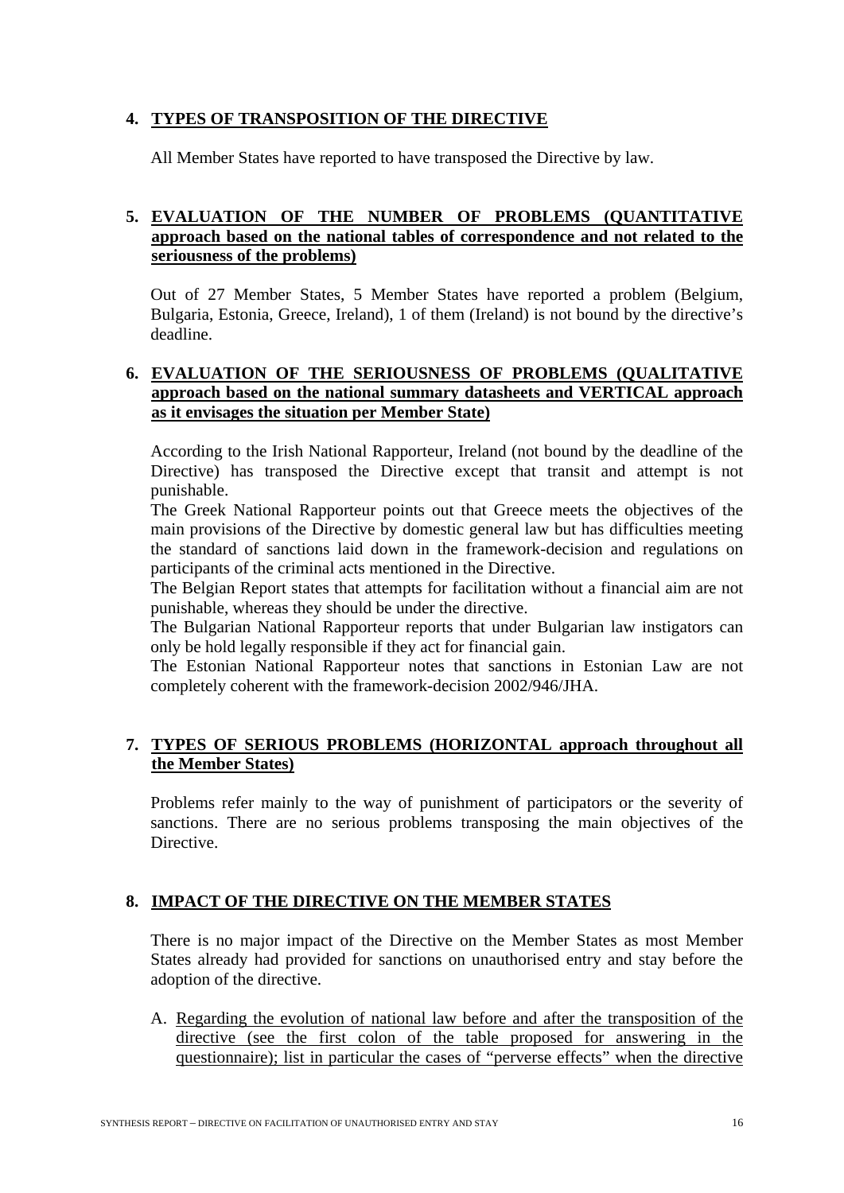## 4. TYPES OF TRANSPOSITION OF THE DIRECTIVE

All Member States have reported to have transposed the Directive by law.

## 5. EVALUATION OF THE NUMBER OF PROBLEMS (QUANTITATIVE approach based on the national tables of correspondence and not related to the seriousness of the problems)

Out of 27 Member States, 5 Member States have reported a problem (Belgium, Bulgaria, Estonia, Greece, Ireland), 1 of them (Ireland) is not bound by the directive's deadline.

## 6. EVALUATION OF THE SERIOUSNESS OF PROBLEMS (QUALITATIVE approach based on the national summary datasheets and VERTICAL approach as it envisages the situation per Member State)

According to the Irish National Rapporteur, Ireland (not bound by the deadline of the Directive) has transposed the Directive except that transit and attempt is not punishable.

The Greek National Rapporteur points out that Greece meets the objectives of the main provisions of the Directive by domestic general law but has difficulties meeting the standard of sanctions laid down in the framework-decision and regulations on participants of the criminal acts mentioned in the Directive.

The Belgian Report states that attempts for facilitation without a financial aim are not punishable, whereas they should be under the directive.

The Bulgarian National Rapporteur reports that under Bulgarian law instigators can only be hold legally responsible if they act for financial gain.

The Estonian National Rapporteur notes that sanctions in Estonian Law are not completely coherent with the framework-decision 2002/946/JHA.

## 7. TYPES OF SERIOUS PROBLEMS (HORIZONTAL approach throughout all the Member States)

Problems refer mainly to the way of punishment of participators or the severity of sanctions. There are no serious problems transposing the main objectives of the Directive.

## 8. IMPACT OF THE DIRECTIVE ON THE MEMBER STATES

There is no major impact of the Directive on the Member States as most Member States already had provided for sanctions on unauthorised entry and stay before the adoption of the directive.

A. Regarding the evolution of national law before and after the transposition of the directive (see the first colon of the table proposed for answering in the questionnaire); list in particular the cases of "perverse effects" when the directive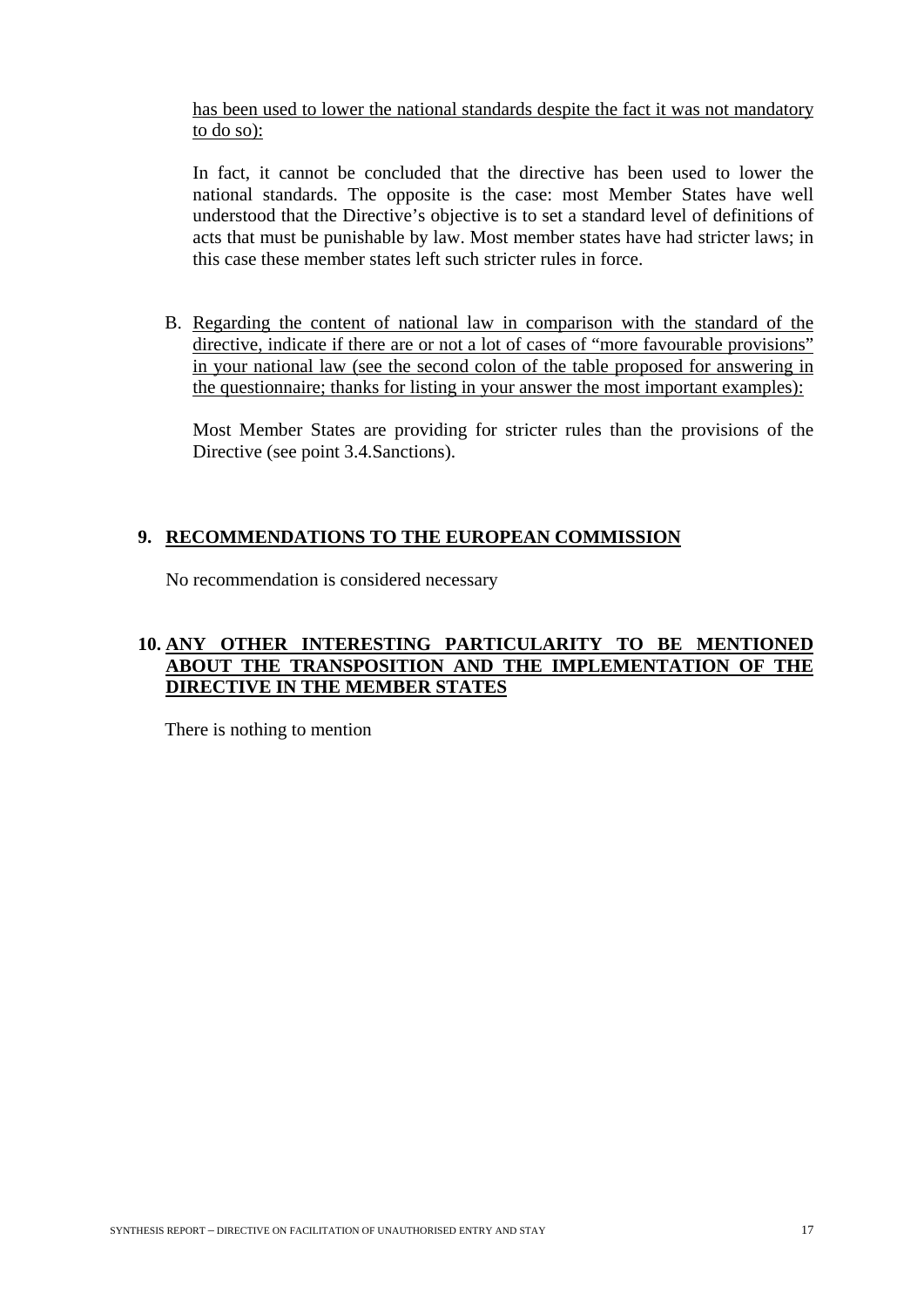has been used to lower the national standards despite the fact it was not mandatory to do so):

In fact, it cannot be concluded that the directive has been used to lower the national standards. The opposite is the case: most Member States have well understood that the Directive's objective is to set a standard level of definitions of acts that must be punishable by law. Most member states have had stricter laws; in this case these member states left such stricter rules in force.

B. Regarding the content of national law in comparison with the standard of the directive, indicate if there are or not a lot of cases of "more favourable provisions" in your national law (see the second colon of the table proposed for answering in the questionnaire; thanks for listing in your answer the most important examples):

   Most Member States are providing for stricter rules than the provisions of the Directive (see point 3.4.Sanctions).

## 9. RECOMMENDATIONS TO THE EUROPEAN COMMISSION

No recommendation is considered necessary

## 10. ANY OTHER INTERESTING PARTICULARITY TO BE MENTIONED ABOUT THE TRANSPOSITION AND THE IMPLEMENTATION OF THE DIRECTIVE IN THE MEMBER STATES

There is nothing to mention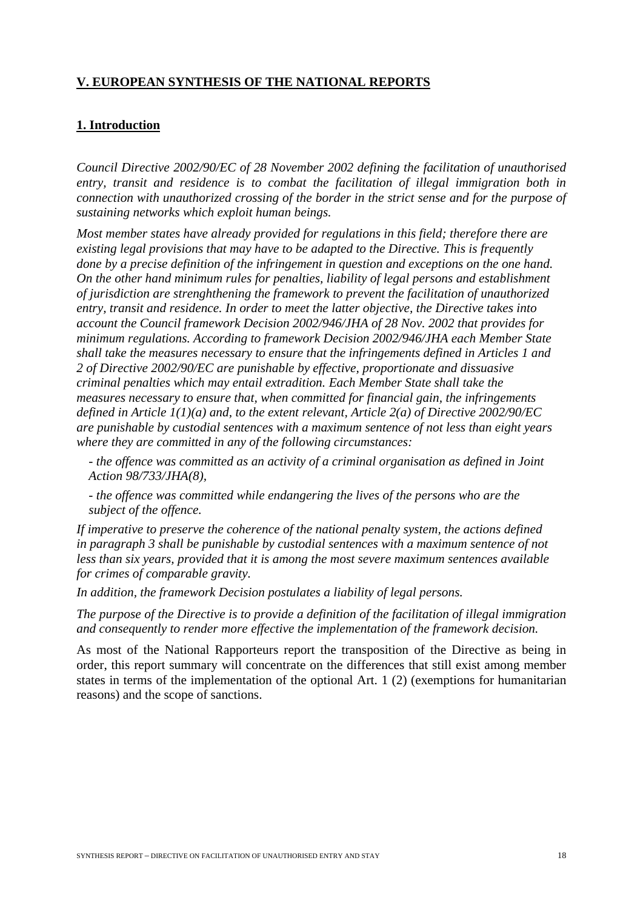## V. EUROPEAN SYNTHESIS OF THE NATIONAL REPORTS

### 1. Introduction

*Council Directive 2002/90/EC of 28 November 2002 defining the facilitation of unauthorised entry, transit and residence is to combat the facilitation of illegal immigration both in connection with unauthorized crossing of the border in the strict sense and for the purpose of sustaining networks which exploit human beings.*

*Most member states have already provided for regulations in this field; therefore there are existing legal provisions that may have to be adapted to the Directive. This is frequently done by a precise definition of the infringement in question and exceptions on the one hand. On the other hand minimum rules for penalties, liability of legal persons and establishment of jurisdiction are strenghthening the framework to prevent the facilitation of unauthorized entry, transit and residence. In order to meet the latter objective, the Directive takes into account the Council framework Decision 2002/946/JHA of 28 Nov. 2002 that provides for minimum regulations. According to framework Decision 2002/946/JHA each Member State shall take the measures necessary to ensure that the infringements defined in Articles 1 and 2 of Directive 2002/90/EC are punishable by effective, proportionate and dissuasive criminal penalties which may entail extradition. Each Member State shall take the measures necessary to ensure that, when committed for financial gain, the infringements defined in Article 1(1)(a) and, to the extent relevant, Article 2(a) of Directive 2002/90/EC are punishable by custodial sentences with a maximum sentence of not less than eight years where they are committed in any of the following circumstances:*

- *the offence was committed as an activity of a criminal organisation as defined in Joint Action 98/733/JHA(8),*
- *the offence was committed while endangering the lives of the persons who are the subject of the offence.*

*If imperative to preserve the coherence of the national penalty system, the actions defined in paragraph 3 shall be punishable by custodial sentences with a maximum sentence of not less than six years, provided that it is among the most severe maximum sentences available for crimes of comparable gravity.*

*In addition, the framework Decision postulates a liability of legal persons.*

*The purpose of the Directive is to provide a definition of the facilitation of illegal immigration and consequently to render more effective the implementation of the framework decision.*

As most of the National Rapporteurs report the transposition of the Directive as being in order, this report summary will concentrate on the differences that still exist among member states in terms of the implementation of the optional Art. 1 (2) (exemptions for humanitarian reasons) and the scope of sanctions.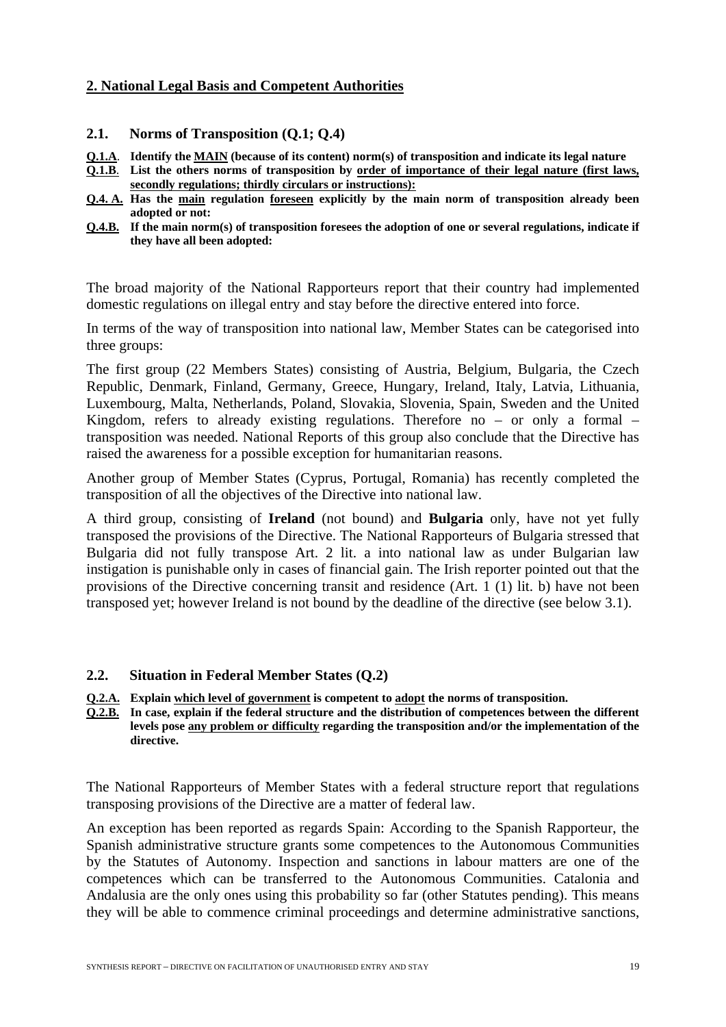## 2. National Legal Basis and Competent Authorities

### 2.1. Norms of Transposition (Q.1; Q.4)

**Q.1.A. Identify the MAIN (because of its content) norm(s) of transposition and indicate its legal nature**

**Q.1.B. List the others norms of transposition by order of importance of their legal nature (first laws, secondly regulations; thirdly circulars or instructions):**

**Q.4. A. Has the main regulation foreseen explicitly by the main norm of transposition already been adopted or not:**

**Q.4.B. If the main norm(s) of transposition foresees the adoption of one or several regulations, indicate if they have all been adopted:**

The broad majority of the National Rapporteurs report that their country had implemented domestic regulations on illegal entry and stay before the directive entered into force.

In terms of the way of transposition into national law, Member States can be categorised into three groups:

The first group (22 Members States) consisting of Austria, Belgium, Bulgaria, the Czech Republic, Denmark, Finland, Germany, Greece, Hungary, Ireland, Italy, Latvia, Lithuania, Luxembourg, Malta, Netherlands, Poland, Slovakia, Slovenia, Spain, Sweden and the United Kingdom, refers to already existing regulations. Therefore no – or only a formal – transposition was needed. National Reports of this group also conclude that the Directive has raised the awareness for a possible exception for humanitarian reasons.

Another group of Member States (Cyprus, Portugal, Romania) has recently completed the transposition of all the objectives of the Directive into national law.

A third group, consisting of **Ireland** (not bound) and **Bulgaria** only, have not yet fully transposed the provisions of the Directive. The National Rapporteurs of Bulgaria stressed that Bulgaria did not fully transpose Art. 2 lit. a into national law as under Bulgarian law instigation is punishable only in cases of financial gain. The Irish reporter pointed out that the provisions of the Directive concerning transit and residence (Art. 1 (1) lit. b) have not been transposed yet; however Ireland is not bound by the deadline of the directive (see below 3.1).

### 2.2. Situation in Federal Member States (Q.2)

**Q.2.A. Explain which level of government is competent to adopt the norms of transposition.**

**Q.2.B. In case, explain if the federal structure and the distribution of competences between the different levels pose any problem or difficulty regarding the transposition and/or the implementation of the directive.**

The National Rapporteurs of Member States with a federal structure report that regulations transposing provisions of the Directive are a matter of federal law.

An exception has been reported as regards Spain: According to the Spanish Rapporteur, the Spanish administrative structure grants some competences to the Autonomous Communities by the Statutes of Autonomy. Inspection and sanctions in labour matters are one of the competences which can be transferred to the Autonomous Communities. Catalonia and Andalusia are the only ones using this probability so far (other Statutes pending). This means they will be able to commence criminal proceedings and determine administrative sanctions,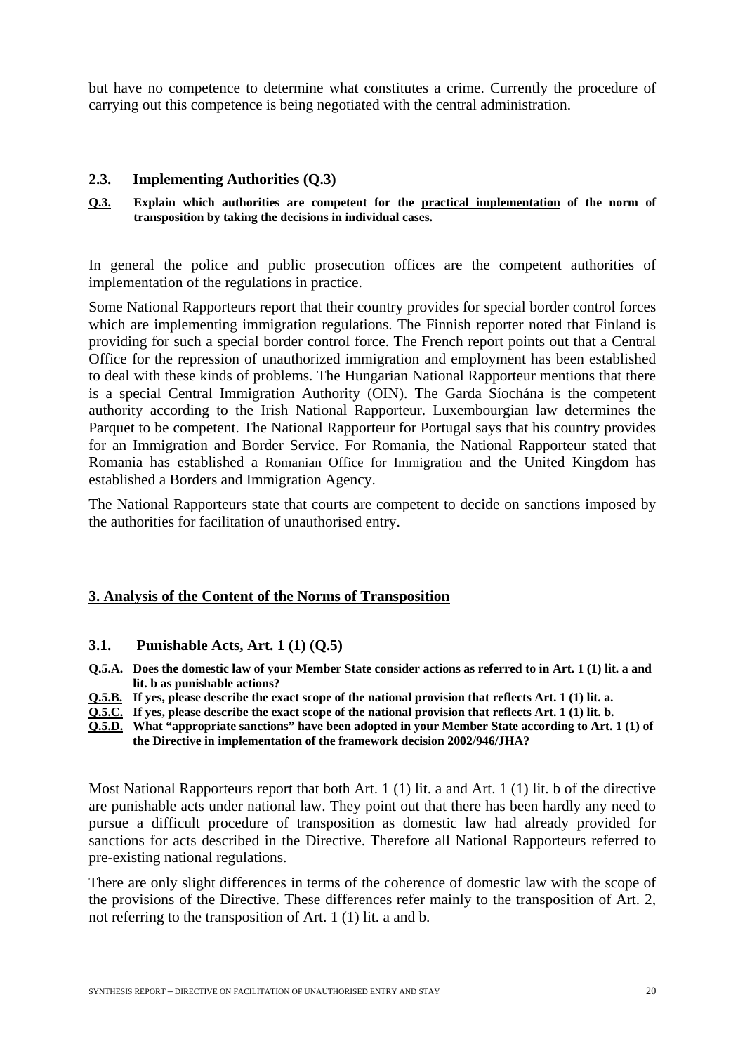but have no competence to determine what constitutes a crime. Currently the procedure of carrying out this competence is being negotiated with the central administration.

### 2.3. Implementing Authorities (Q.3)

**Q.3.** **Explain which authorities are competent for the practical implementation of the norm of transposition by taking the decisions in individual cases.**

In general the police and public prosecution offices are the competent authorities of implementation of the regulations in practice.

Some National Rapporteurs report that their country provides for special border control forces which are implementing immigration regulations. The Finnish reporter noted that Finland is providing for such a special border control force. The French report points out that a Central Office for the repression of unauthorized immigration and employment has been established to deal with these kinds of problems. The Hungarian National Rapporteur mentions that there is a special Central Immigration Authority (OIN). The Garda Síochána is the competent authority according to the Irish National Rapporteur. Luxembourgian law determines the Parquet to be competent. The National Rapporteur for Portugal says that his country provides for an Immigration and Border Service. For Romania, the National Rapporteur stated that Romania has established a Romanian Office for Immigration and the United Kingdom has established a Borders and Immigration Agency.

The National Rapporteurs state that courts are competent to decide on sanctions imposed by the authorities for facilitation of unauthorised entry.

## 3. Analysis of the Content of the Norms of Transposition

### 3.1. Punishable Acts, Art. 1 (1) (Q.5)

**Q.5.A.** **Does the domestic law of your Member State consider actions as referred to in Art. 1 (1) lit. a and lit. b as punishable actions?**
**Q.5.B.** **If yes, please describe the exact scope of the national provision that reflects Art. 1 (1) lit. a.**
**Q.5.C.** **If yes, please describe the exact scope of the national provision that reflects Art. 1 (1) lit. b.**
**Q.5.D.** **What "appropriate sanctions" have been adopted in your Member State according to Art. 1 (1) of the Directive in implementation of the framework decision 2002/946/JHA?**

Most National Rapporteurs report that both Art. 1 (1) lit. a and Art. 1 (1) lit. b of the directive are punishable acts under national law. They point out that there has been hardly any need to pursue a difficult procedure of transposition as domestic law had already provided for sanctions for acts described in the Directive. Therefore all National Rapporteurs referred to pre-existing national regulations.

There are only slight differences in terms of the coherence of domestic law with the scope of the provisions of the Directive. These differences refer mainly to the transposition of Art. 2, not referring to the transposition of Art. 1 (1) lit. a and b.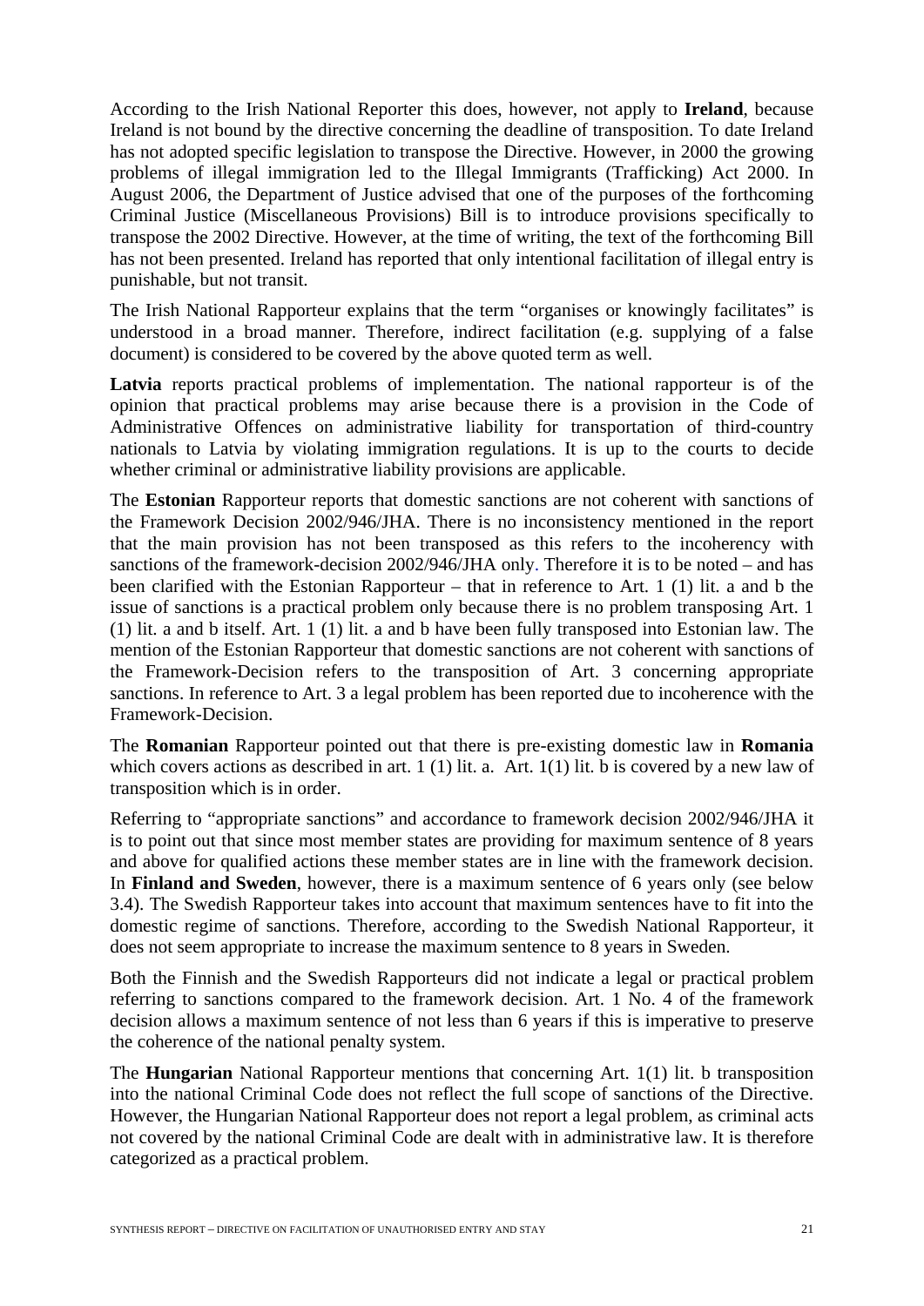According to the Irish National Reporter this does, however, not apply to **Ireland**, because Ireland is not bound by the directive concerning the deadline of transposition. To date Ireland has not adopted specific legislation to transpose the Directive. However, in 2000 the growing problems of illegal immigration led to the Illegal Immigrants (Trafficking) Act 2000. In August 2006, the Department of Justice advised that one of the purposes of the forthcoming Criminal Justice (Miscellaneous Provisions) Bill is to introduce provisions specifically to transpose the 2002 Directive. However, at the time of writing, the text of the forthcoming Bill has not been presented. Ireland has reported that only intentional facilitation of illegal entry is punishable, but not transit.

The Irish National Rapporteur explains that the term "organises or knowingly facilitates" is understood in a broad manner. Therefore, indirect facilitation (e.g. supplying of a false document) is considered to be covered by the above quoted term as well.

**Latvia** reports practical problems of implementation. The national rapporteur is of the opinion that practical problems may arise because there is a provision in the Code of Administrative Offences on administrative liability for transportation of third-country nationals to Latvia by violating immigration regulations. It is up to the courts to decide whether criminal or administrative liability provisions are applicable.

The **Estonian** Rapporteur reports that domestic sanctions are not coherent with sanctions of the Framework Decision 2002/946/JHA. There is no inconsistency mentioned in the report that the main provision has not been transposed as this refers to the incoherency with sanctions of the framework-decision 2002/946/JHA only. Therefore it is to be noted – and has been clarified with the Estonian Rapporteur – that in reference to Art. 1 (1) lit. a and b the issue of sanctions is a practical problem only because there is no problem transposing Art. 1 (1) lit. a and b itself. Art. 1 (1) lit. a and b have been fully transposed into Estonian law. The mention of the Estonian Rapporteur that domestic sanctions are not coherent with sanctions of the Framework-Decision refers to the transposition of Art. 3 concerning appropriate sanctions. In reference to Art. 3 a legal problem has been reported due to incoherence with the Framework-Decision.

The **Romanian** Rapporteur pointed out that there is pre-existing domestic law in **Romania** which covers actions as described in art. 1 (1) lit. a. Art. 1(1) lit. b is covered by a new law of transposition which is in order.

Referring to "appropriate sanctions" and accordance to framework decision 2002/946/JHA it is to point out that since most member states are providing for maximum sentence of 8 years and above for qualified actions these member states are in line with the framework decision. In **Finland and Sweden**, however, there is a maximum sentence of 6 years only (see below 3.4). The Swedish Rapporteur takes into account that maximum sentences have to fit into the domestic regime of sanctions. Therefore, according to the Swedish National Rapporteur, it does not seem appropriate to increase the maximum sentence to 8 years in Sweden.

Both the Finnish and the Swedish Rapporteurs did not indicate a legal or practical problem referring to sanctions compared to the framework decision. Art. 1 No. 4 of the framework decision allows a maximum sentence of not less than 6 years if this is imperative to preserve the coherence of the national penalty system.

The **Hungarian** National Rapporteur mentions that concerning Art. 1(1) lit. b transposition into the national Criminal Code does not reflect the full scope of sanctions of the Directive. However, the Hungarian National Rapporteur does not report a legal problem, as criminal acts not covered by the national Criminal Code are dealt with in administrative law. It is therefore categorized as a practical problem.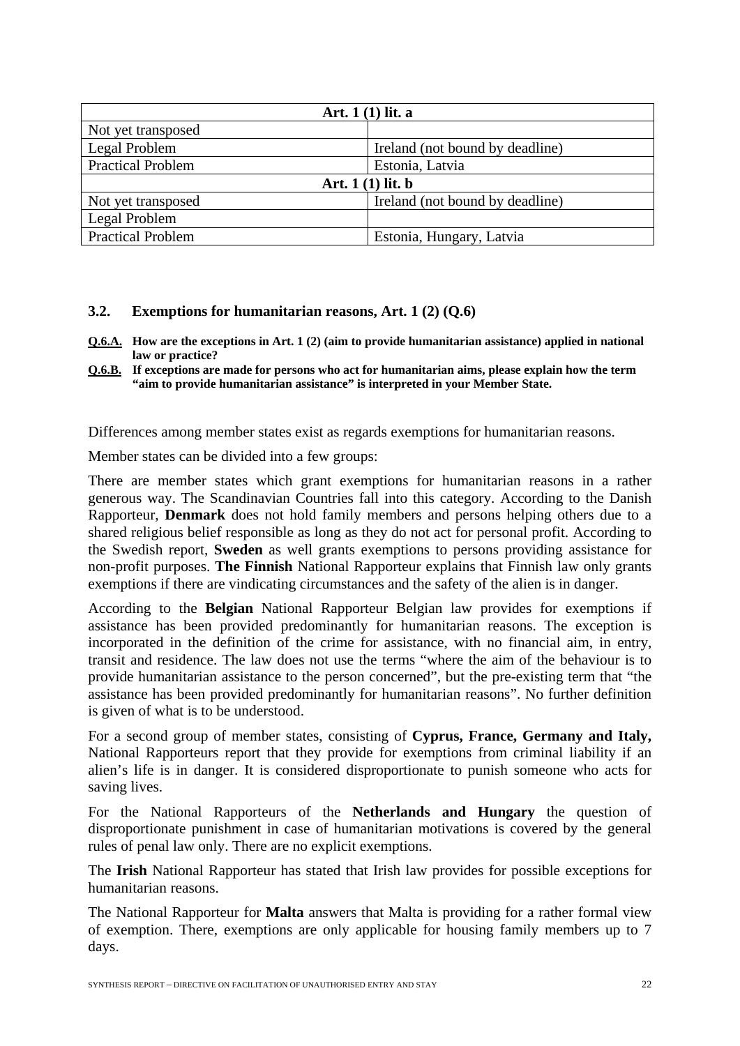| Art. 1 (1) lit. a | |
|---|---|
| Not yet transposed | |
| Legal Problem | Ireland (not bound by deadline) |
| Practical Problem | Estonia, Latvia |
| **Art. 1 (1) lit. b** | |
| Not yet transposed | Ireland (not bound by deadline) |
| Legal Problem | |
| Practical Problem | Estonia, Hungary, Latvia |

### 3.2. Exemptions for humanitarian reasons, Art. 1 (2) (Q.6)

**Q.6.A.** **How are the exceptions in Art. 1 (2) (aim to provide humanitarian assistance) applied in national law or practice?**

**Q.6.B.** **If exceptions are made for persons who act for humanitarian aims, please explain how the term "aim to provide humanitarian assistance" is interpreted in your Member State.**

Differences among member states exist as regards exemptions for humanitarian reasons.

Member states can be divided into a few groups:

There are member states which grant exemptions for humanitarian reasons in a rather generous way. The Scandinavian Countries fall into this category. According to the Danish Rapporteur, **Denmark** does not hold family members and persons helping others due to a shared religious belief responsible as long as they do not act for personal profit. According to the Swedish report, **Sweden** as well grants exemptions to persons providing assistance for non-profit purposes. **The Finnish** National Rapporteur explains that Finnish law only grants exemptions if there are vindicating circumstances and the safety of the alien is in danger.

According to the **Belgian** National Rapporteur Belgian law provides for exemptions if assistance has been provided predominantly for humanitarian reasons. The exception is incorporated in the definition of the crime for assistance, with no financial aim, in entry, transit and residence. The law does not use the terms "where the aim of the behaviour is to provide humanitarian assistance to the person concerned", but the pre-existing term that "the assistance has been provided predominantly for humanitarian reasons". No further definition is given of what is to be understood.

For a second group of member states, consisting of **Cyprus, France, Germany and Italy,** National Rapporteurs report that they provide for exemptions from criminal liability if an alien's life is in danger. It is considered disproportionate to punish someone who acts for saving lives.

For the National Rapporteurs of the **Netherlands and Hungary** the question of disproportionate punishment in case of humanitarian motivations is covered by the general rules of penal law only. There are no explicit exemptions.

The **Irish** National Rapporteur has stated that Irish law provides for possible exceptions for humanitarian reasons.

The National Rapporteur for **Malta** answers that Malta is providing for a rather formal view of exemption. There, exemptions are only applicable for housing family members up to 7 days.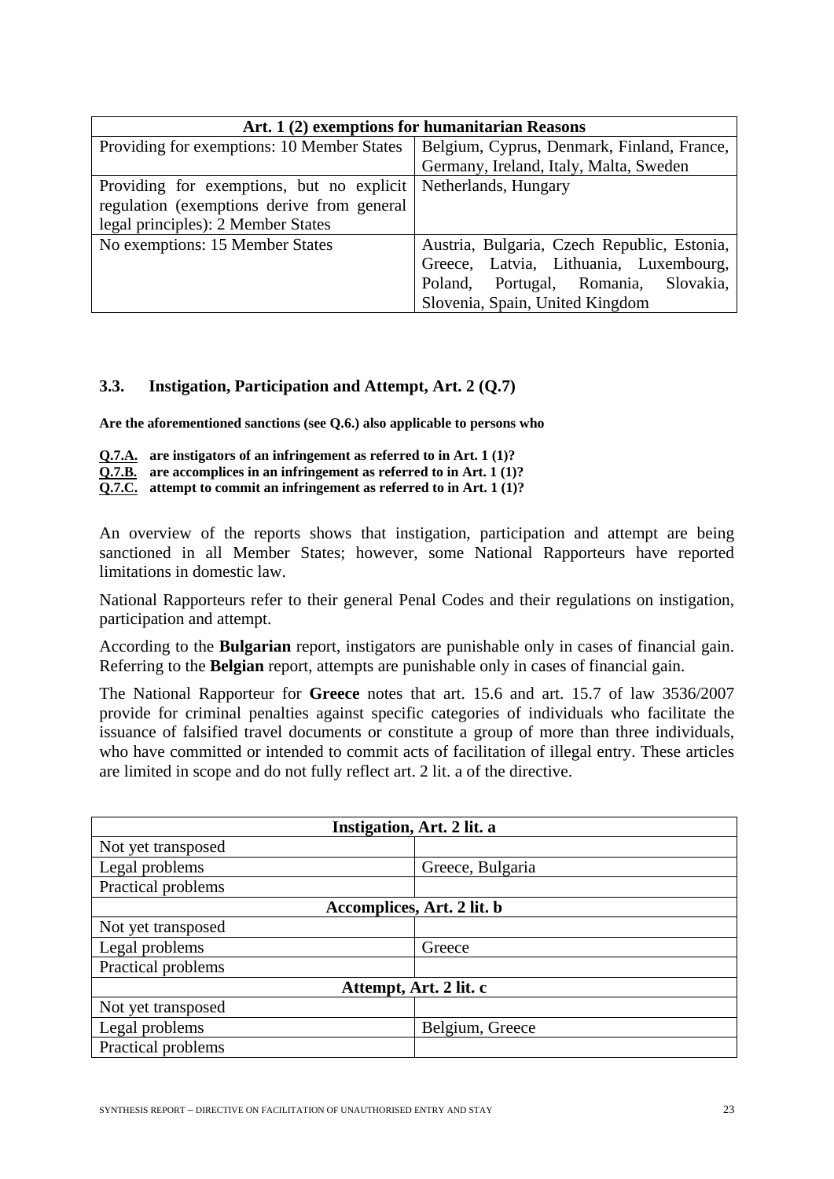| Art. 1 (2) exemptions for humanitarian Reasons | |
|---|---|
| Providing for exemptions: 10 Member States | Belgium, Cyprus, Denmark, Finland, France, Germany, Ireland, Italy, Malta, Sweden |
| Providing for exemptions, but no explicit regulation (exemptions derive from general legal principles): 2 Member States | Netherlands, Hungary |
| No exemptions: 15 Member States | Austria, Bulgaria, Czech Republic, Estonia, Greece, Latvia, Lithuania, Luxembourg, Poland, Portugal, Romania, Slovakia, Slovenia, Spain, United Kingdom |

### 3.3. Instigation, Participation and Attempt, Art. 2 (Q.7)

**Are the aforementioned sanctions (see Q.6.) also applicable to persons who**

**Q.7.A. are instigators of an infringement as referred to in Art. 1 (1)?**
**Q.7.B. are accomplices in an infringement as referred to in Art. 1 (1)?**
**Q.7.C. attempt to commit an infringement as referred to in Art. 1 (1)?**

An overview of the reports shows that instigation, participation and attempt are being sanctioned in all Member States; however, some National Rapporteurs have reported limitations in domestic law.

National Rapporteurs refer to their general Penal Codes and their regulations on instigation, participation and attempt.

According to the **Bulgarian** report, instigators are punishable only in cases of financial gain. Referring to the **Belgian** report, attempts are punishable only in cases of financial gain.

The National Rapporteur for **Greece** notes that art. 15.6 and art. 15.7 of law 3536/2007 provide for criminal penalties against specific categories of individuals who facilitate the issuance of falsified travel documents or constitute a group of more than three individuals, who have committed or intended to commit acts of facilitation of illegal entry. These articles are limited in scope and do not fully reflect art. 2 lit. a of the directive.

| Instigation, Art. 2 lit. a | |
|---|---|
| Not yet transposed | |
| Legal problems | Greece, Bulgaria |
| Practical problems | |
| **Accomplices, Art. 2 lit. b** | |
| Not yet transposed | |
| Legal problems | Greece |
| Practical problems | |
| **Attempt, Art. 2 lit. c** | |
| Not yet transposed | |
| Legal problems | Belgium, Greece |
| Practical problems | |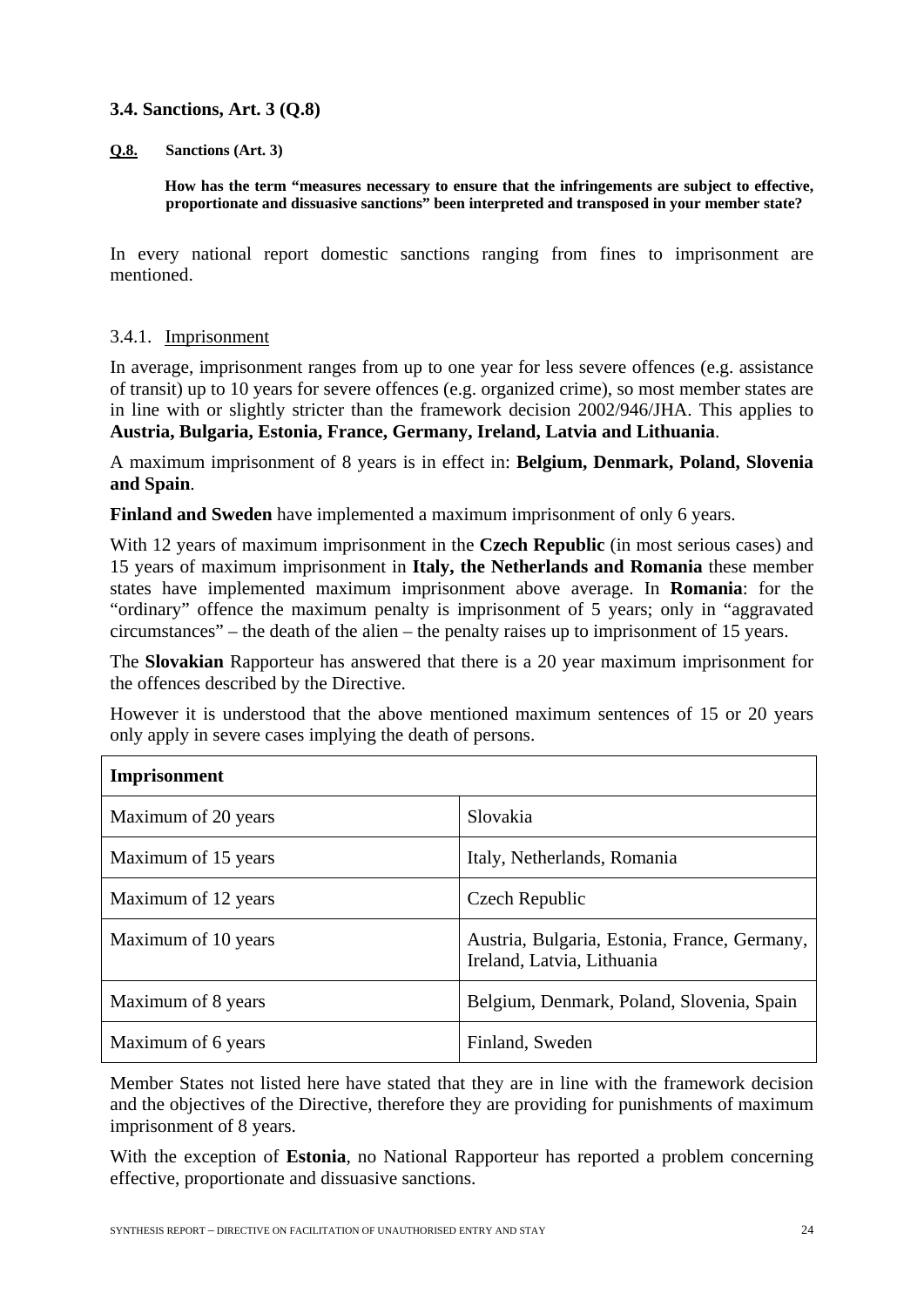### 3.4. Sanctions, Art. 3 (Q.8)

**Q.8. Sanctions (Art. 3)**

**How has the term "measures necessary to ensure that the infringements are subject to effective, proportionate and dissuasive sanctions" been interpreted and transposed in your member state?**

In every national report domestic sanctions ranging from fines to imprisonment are mentioned.

#### 3.4.1. Imprisonment

In average, imprisonment ranges from up to one year for less severe offences (e.g. assistance of transit) up to 10 years for severe offences (e.g. organized crime), so most member states are in line with or slightly stricter than the framework decision 2002/946/JHA. This applies to **Austria, Bulgaria, Estonia, France, Germany, Ireland, Latvia and Lithuania**.

A maximum imprisonment of 8 years is in effect in: **Belgium, Denmark, Poland, Slovenia and Spain**.

**Finland and Sweden** have implemented a maximum imprisonment of only 6 years.

With 12 years of maximum imprisonment in the **Czech Republic** (in most serious cases) and 15 years of maximum imprisonment in **Italy, the Netherlands and Romania** these member states have implemented maximum imprisonment above average. In **Romania**: for the "ordinary" offence the maximum penalty is imprisonment of 5 years; only in "aggravated circumstances" – the death of the alien – the penalty raises up to imprisonment of 15 years.

The **Slovakian** Rapporteur has answered that there is a 20 year maximum imprisonment for the offences described by the Directive.

However it is understood that the above mentioned maximum sentences of 15 or 20 years only apply in severe cases implying the death of persons.

| **Imprisonment** | |
|---|---|
| Maximum of 20 years | Slovakia |
| Maximum of 15 years | Italy, Netherlands, Romania |
| Maximum of 12 years | Czech Republic |
| Maximum of 10 years | Austria, Bulgaria, Estonia, France, Germany, Ireland, Latvia, Lithuania |
| Maximum of 8 years | Belgium, Denmark, Poland, Slovenia, Spain |
| Maximum of 6 years | Finland, Sweden |

Member States not listed here have stated that they are in line with the framework decision and the objectives of the Directive, therefore they are providing for punishments of maximum imprisonment of 8 years.

With the exception of **Estonia**, no National Rapporteur has reported a problem concerning effective, proportionate and dissuasive sanctions.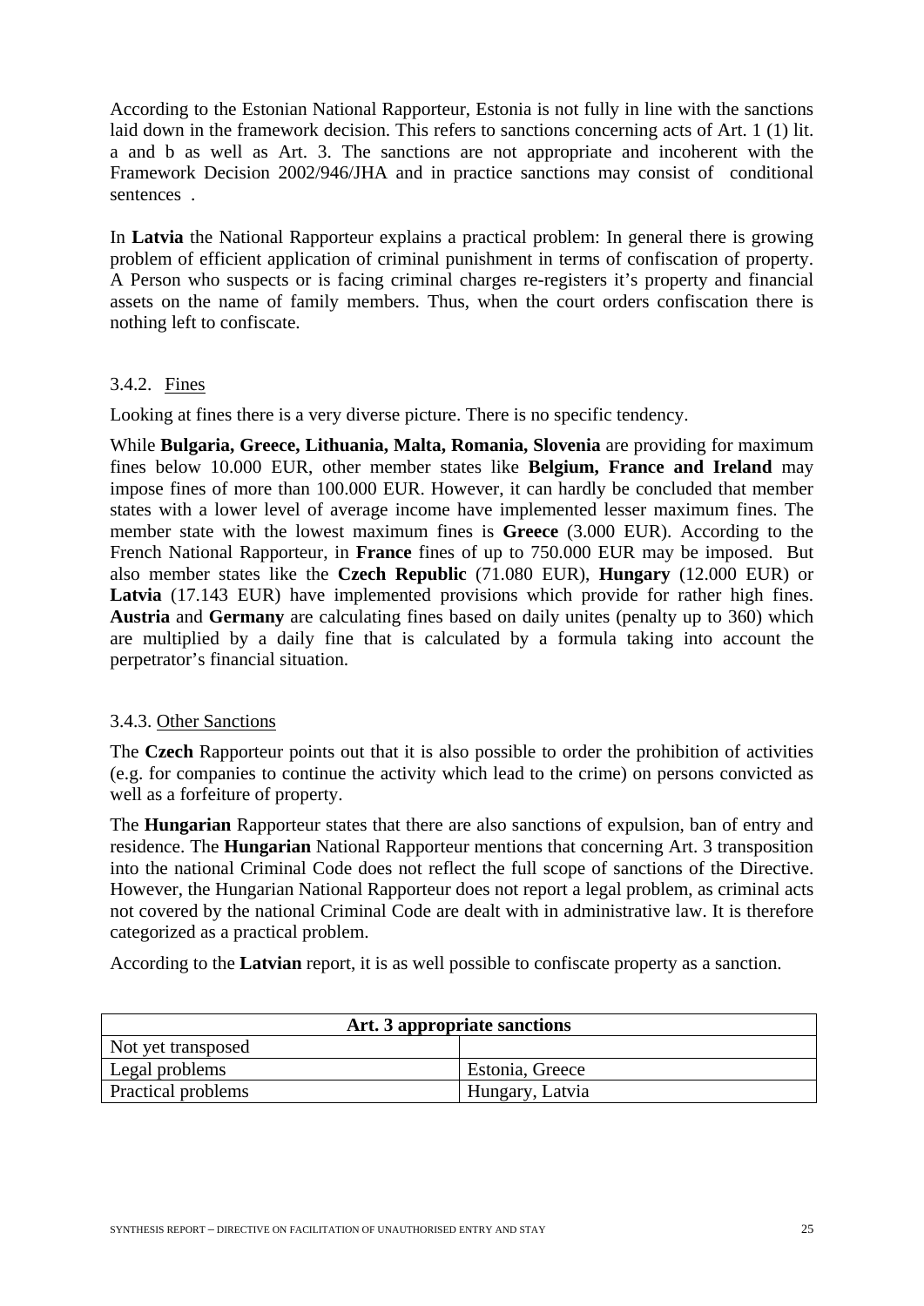According to the Estonian National Rapporteur, Estonia is not fully in line with the sanctions laid down in the framework decision. This refers to sanctions concerning acts of Art. 1 (1) lit. a and b as well as Art. 3. The sanctions are not appropriate and incoherent with the Framework Decision 2002/946/JHA and in practice sanctions may consist of conditional sentences .

In **Latvia** the National Rapporteur explains a practical problem: In general there is growing problem of efficient application of criminal punishment in terms of confiscation of property. A Person who suspects or is facing criminal charges re-registers it's property and financial assets on the name of family members. Thus, when the court orders confiscation there is nothing left to confiscate.

### 3.4.2. Fines

Looking at fines there is a very diverse picture. There is no specific tendency.

While **Bulgaria, Greece, Lithuania, Malta, Romania, Slovenia** are providing for maximum fines below 10.000 EUR, other member states like **Belgium, France and Ireland** may impose fines of more than 100.000 EUR. However, it can hardly be concluded that member states with a lower level of average income have implemented lesser maximum fines. The member state with the lowest maximum fines is **Greece** (3.000 EUR). According to the French National Rapporteur, in **France** fines of up to 750.000 EUR may be imposed. But also member states like the **Czech Republic** (71.080 EUR), **Hungary** (12.000 EUR) or **Latvia** (17.143 EUR) have implemented provisions which provide for rather high fines. **Austria** and **Germany** are calculating fines based on daily unites (penalty up to 360) which are multiplied by a daily fine that is calculated by a formula taking into account the perpetrator's financial situation.

### 3.4.3. Other Sanctions

The **Czech** Rapporteur points out that it is also possible to order the prohibition of activities (e.g. for companies to continue the activity which lead to the crime) on persons convicted as well as a forfeiture of property.

The **Hungarian** Rapporteur states that there are also sanctions of expulsion, ban of entry and residence. The **Hungarian** National Rapporteur mentions that concerning Art. 3 transposition into the national Criminal Code does not reflect the full scope of sanctions of the Directive. However, the Hungarian National Rapporteur does not report a legal problem, as criminal acts not covered by the national Criminal Code are dealt with in administrative law. It is therefore categorized as a practical problem.

According to the **Latvian** report, it is as well possible to confiscate property as a sanction.

| **Art. 3 appropriate sanctions** | |
|---|---|
| Not yet transposed | |
| Legal problems | Estonia, Greece |
| Practical problems | Hungary, Latvia |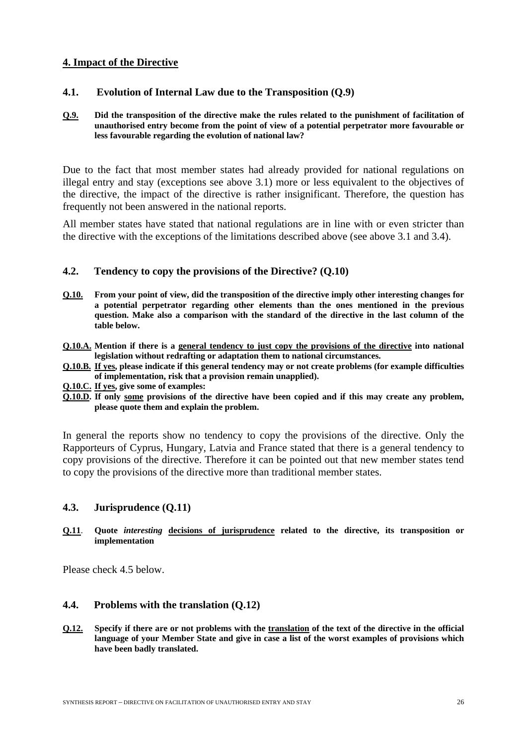## 4. Impact of the Directive

### 4.1. Evolution of Internal Law due to the Transposition (Q.9)

**Q.9.** **Did the transposition of the directive make the rules related to the punishment of facilitation of unauthorised entry become from the point of view of a potential perpetrator more favourable or less favourable regarding the evolution of national law?**

Due to the fact that most member states had already provided for national regulations on illegal entry and stay (exceptions see above 3.1) more or less equivalent to the objectives of the directive, the impact of the directive is rather insignificant. Therefore, the question has frequently not been answered in the national reports.

All member states have stated that national regulations are in line with or even stricter than the directive with the exceptions of the limitations described above (see above 3.1 and 3.4).

### 4.2. Tendency to copy the provisions of the Directive? (Q.10)

**Q.10.** **From your point of view, did the transposition of the directive imply other interesting changes for a potential perpetrator regarding other elements than the ones mentioned in the previous question. Make also a comparison with the standard of the directive in the last column of the table below.**

**Q.10.A.** **Mention if there is a general tendency to just copy the provisions of the directive into national legislation without redrafting or adaptation them to national circumstances.**

**Q.10.B.** **If yes, please indicate if this general tendency may or not create problems (for example difficulties of implementation, risk that a provision remain unapplied).**

**Q.10.C.** **If yes, give some of examples:**

**Q.10.D.** **If only some provisions of the directive have been copied and if this may create any problem, please quote them and explain the problem.**

In general the reports show no tendency to copy the provisions of the directive. Only the Rapporteurs of Cyprus, Hungary, Latvia and France stated that there is a general tendency to copy provisions of the directive. Therefore it can be pointed out that new member states tend to copy the provisions of the directive more than traditional member states.

### 4.3. Jurisprudence (Q.11)

**Q.11**. **Quote** ***interesting*** **decisions of jurisprudence related to the directive, its transposition or implementation**

Please check 4.5 below.

### 4.4. Problems with the translation (Q.12)

**Q.12.** **Specify if there are or not problems with the translation of the text of the directive in the official language of your Member State and give in case a list of the worst examples of provisions which have been badly translated.**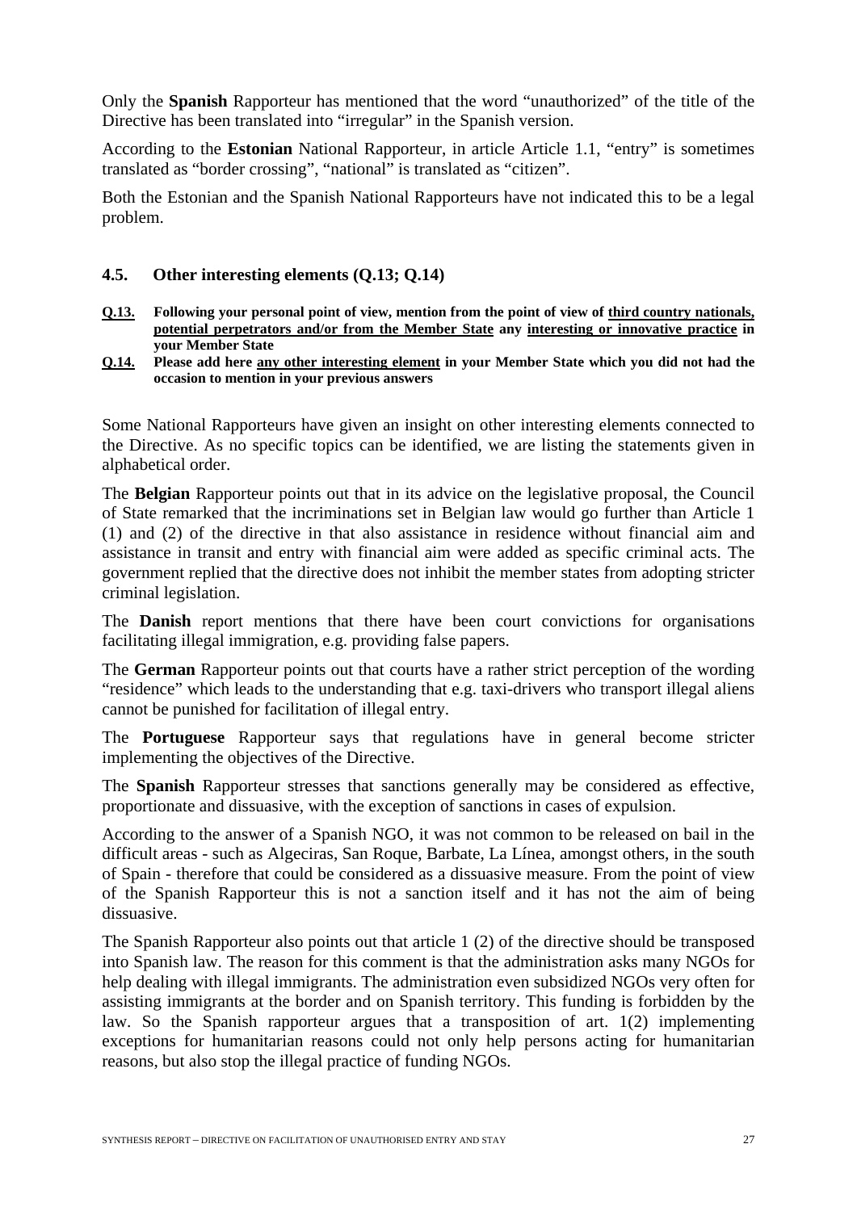Only the **Spanish** Rapporteur has mentioned that the word "unauthorized" of the title of the Directive has been translated into "irregular" in the Spanish version.

According to the **Estonian** National Rapporteur, in article Article 1.1, "entry" is sometimes translated as "border crossing", "national" is translated as "citizen".

Both the Estonian and the Spanish National Rapporteurs have not indicated this to be a legal problem.

### 4.5. Other interesting elements (Q.13; Q.14)

**<u>Q.13.</u> Following your personal point of view, mention from the point of view of <u>third country nationals, potential perpetrators and/or from the Member State</u> any <u>interesting or innovative practice</u> in your Member State**

**<u>Q.14.</u> Please add here <u>any other interesting element</u> in your Member State which you did not had the occasion to mention in your previous answers**

Some National Rapporteurs have given an insight on other interesting elements connected to the Directive. As no specific topics can be identified, we are listing the statements given in alphabetical order.

The **Belgian** Rapporteur points out that in its advice on the legislative proposal, the Council of State remarked that the incriminations set in Belgian law would go further than Article 1 (1) and (2) of the directive in that also assistance in residence without financial aim and assistance in transit and entry with financial aim were added as specific criminal acts. The government replied that the directive does not inhibit the member states from adopting stricter criminal legislation.

The **Danish** report mentions that there have been court convictions for organisations facilitating illegal immigration, e.g. providing false papers.

The **German** Rapporteur points out that courts have a rather strict perception of the wording "residence" which leads to the understanding that e.g. taxi-drivers who transport illegal aliens cannot be punished for facilitation of illegal entry.

The **Portuguese** Rapporteur says that regulations have in general become stricter implementing the objectives of the Directive.

The **Spanish** Rapporteur stresses that sanctions generally may be considered as effective, proportionate and dissuasive, with the exception of sanctions in cases of expulsion.

According to the answer of a Spanish NGO, it was not common to be released on bail in the difficult areas - such as Algeciras, San Roque, Barbate, La Línea, amongst others, in the south of Spain - therefore that could be considered as a dissuasive measure. From the point of view of the Spanish Rapporteur this is not a sanction itself and it has not the aim of being dissuasive.

The Spanish Rapporteur also points out that article 1 (2) of the directive should be transposed into Spanish law. The reason for this comment is that the administration asks many NGOs for help dealing with illegal immigrants. The administration even subsidized NGOs very often for assisting immigrants at the border and on Spanish territory. This funding is forbidden by the law. So the Spanish rapporteur argues that a transposition of art. 1(2) implementing exceptions for humanitarian reasons could not only help persons acting for humanitarian reasons, but also stop the illegal practice of funding NGOs.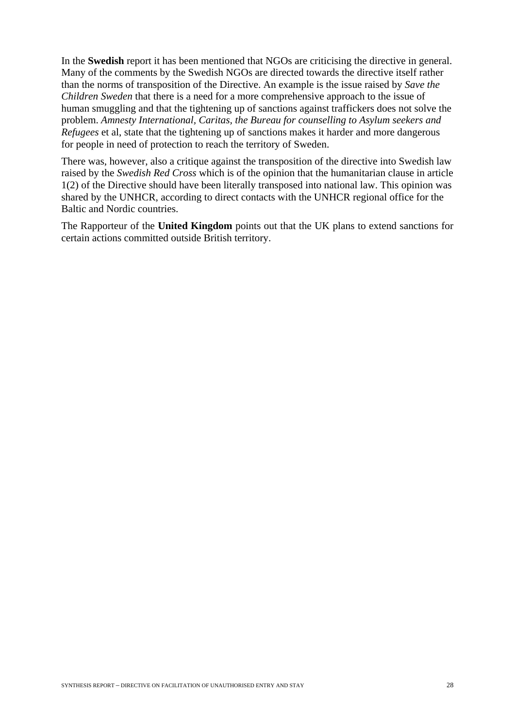In the **Swedish** report it has been mentioned that NGOs are criticising the directive in general. Many of the comments by the Swedish NGOs are directed towards the directive itself rather than the norms of transposition of the Directive. An example is the issue raised by *Save the Children Sweden* that there is a need for a more comprehensive approach to the issue of human smuggling and that the tightening up of sanctions against traffickers does not solve the problem. *Amnesty International, Caritas, the Bureau for counselling to Asylum seekers and Refugees* et al, state that the tightening up of sanctions makes it harder and more dangerous for people in need of protection to reach the territory of Sweden.

There was, however, also a critique against the transposition of the directive into Swedish law raised by the *Swedish Red Cross* which is of the opinion that the humanitarian clause in article 1(2) of the Directive should have been literally transposed into national law. This opinion was shared by the UNHCR, according to direct contacts with the UNHCR regional office for the Baltic and Nordic countries.

The Rapporteur of the **United Kingdom** points out that the UK plans to extend sanctions for certain actions committed outside British territory.